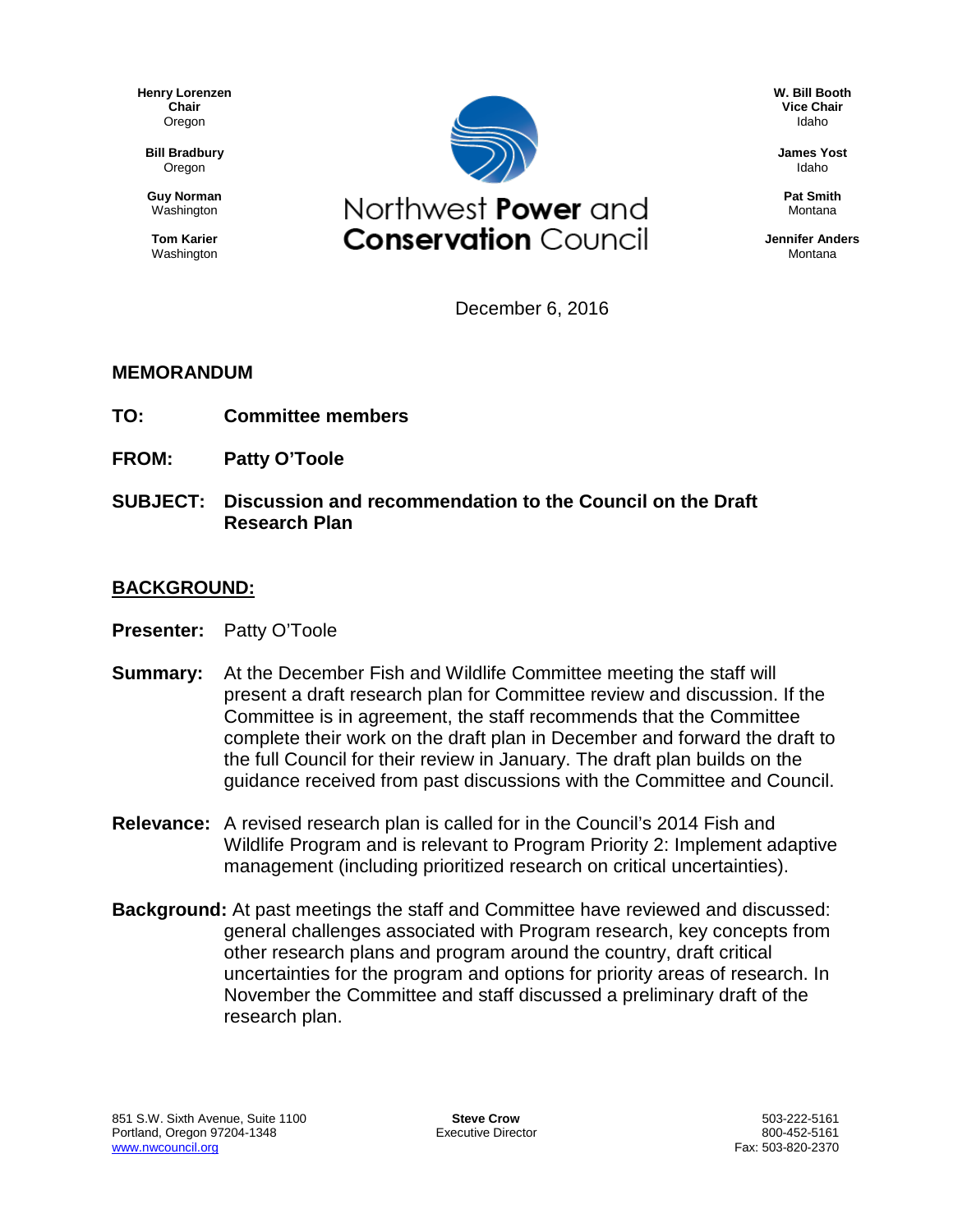Henry Lorenzen
**Chair**
Oregon

**Bill Bradbury**
Oregon

**Guy Norman**
Washington

**Tom Karier**
Washington

# Northwest **Power** and **Conservation** Council

**W. Bill Booth**
**Vice Chair**
Idaho

**James Yost**
Idaho

**Pat Smith**
Montana

**Jennifer Anders**
Montana

December 6, 2016

## MEMORANDUM

**TO:** **Committee members**

**FROM:** **Patty O'Toole**

**SUBJECT:** **Discussion and recommendation to the Council on the Draft Research Plan**

## BACKGROUND:

**Presenter:** Patty O'Toole

**Summary:** At the December Fish and Wildlife Committee meeting the staff will present a draft research plan for Committee review and discussion. If the Committee is in agreement, the staff recommends that the Committee complete their work on the draft plan in December and forward the draft to the full Council for their review in January. The draft plan builds on the guidance received from past discussions with the Committee and Council.

**Relevance:** A revised research plan is called for in the Council's 2014 Fish and Wildlife Program and is relevant to Program Priority 2: Implement adaptive management (including prioritized research on critical uncertainties).

**Background:** At past meetings the staff and Committee have reviewed and discussed: general challenges associated with Program research, key concepts from other research plans and program around the country, draft critical uncertainties for the program and options for priority areas of research. In November the Committee and staff discussed a preliminary draft of the research plan.

851 S.W. Sixth Avenue, Suite 1100
Portland, Oregon 97204-1348
www.nwcouncil.org

**Steve Crow**
Executive Director

503-222-5161
800-452-5161
Fax: 503-820-2370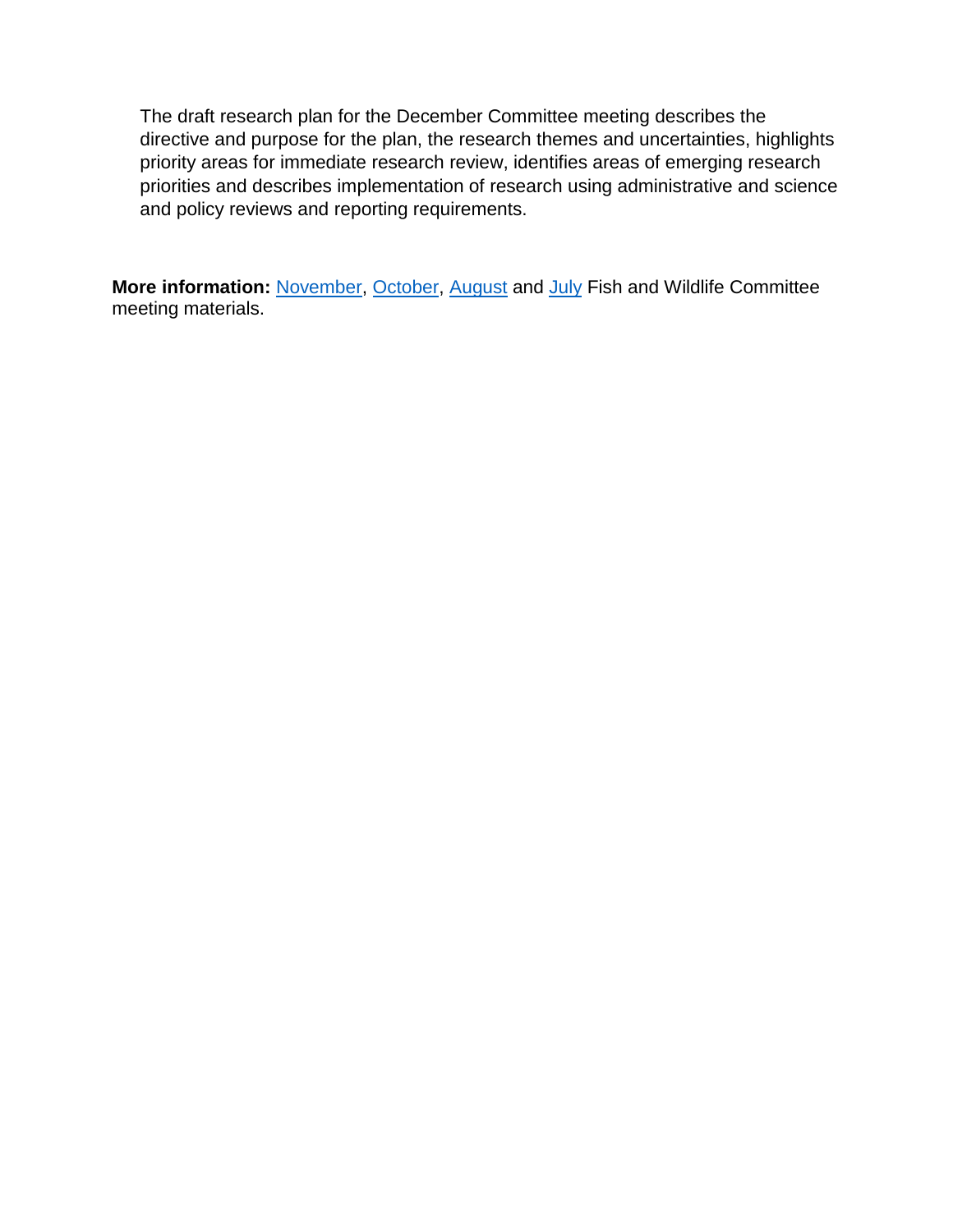The draft research plan for the December Committee meeting describes the directive and purpose for the plan, the research themes and uncertainties, highlights priority areas for immediate research review, identifies areas of emerging research priorities and describes implementation of research using administrative and science and policy reviews and reporting requirements.

**More information:** November, October, August and July Fish and Wildlife Committee meeting materials.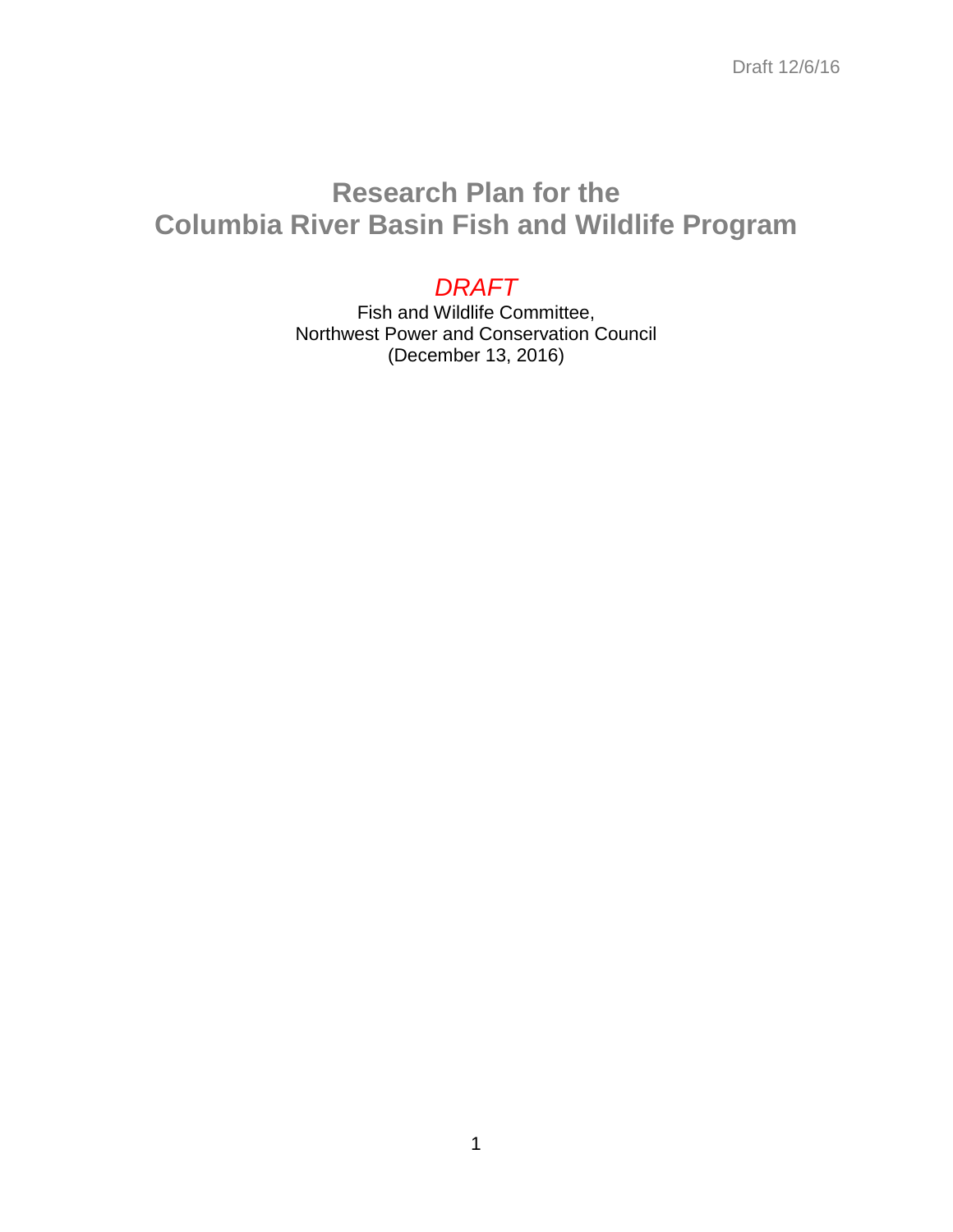# Research Plan for the Columbia River Basin Fish and Wildlife Program

*DRAFT*

Fish and Wildlife Committee,
Northwest Power and Conservation Council
(December 13, 2016)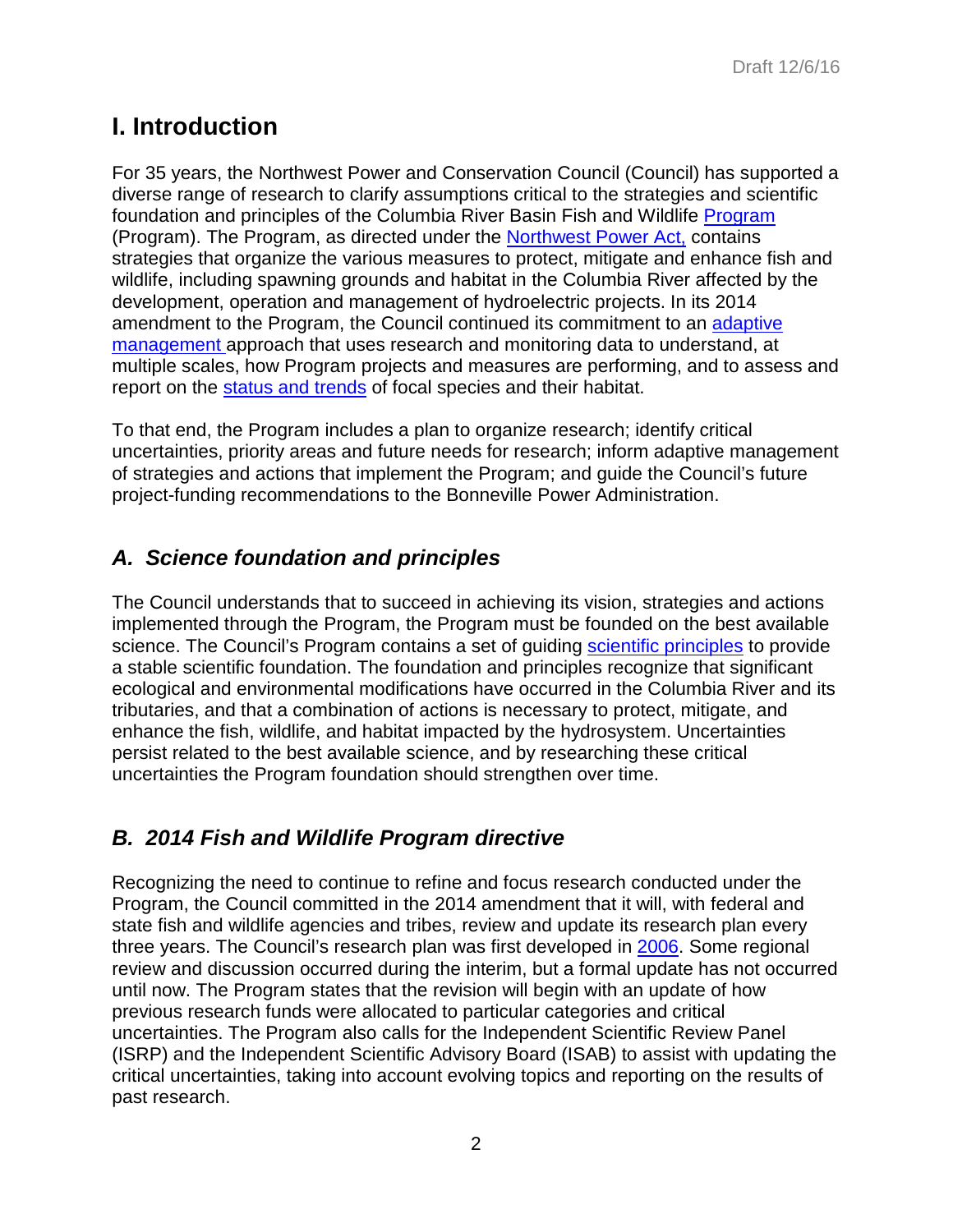# I. Introduction

For 35 years, the Northwest Power and Conservation Council (Council) has supported a diverse range of research to clarify assumptions critical to the strategies and scientific foundation and principles of the Columbia River Basin Fish and Wildlife Program (Program). The Program, as directed under the Northwest Power Act, contains strategies that organize the various measures to protect, mitigate and enhance fish and wildlife, including spawning grounds and habitat in the Columbia River affected by the development, operation and management of hydroelectric projects. In its 2014 amendment to the Program, the Council continued its commitment to an adaptive management approach that uses research and monitoring data to understand, at multiple scales, how Program projects and measures are performing, and to assess and report on the status and trends of focal species and their habitat.

To that end, the Program includes a plan to organize research; identify critical uncertainties, priority areas and future needs for research; inform adaptive management of strategies and actions that implement the Program; and guide the Council's future project-funding recommendations to the Bonneville Power Administration.

## *A. Science foundation and principles*

The Council understands that to succeed in achieving its vision, strategies and actions implemented through the Program, the Program must be founded on the best available science. The Council's Program contains a set of guiding scientific principles to provide a stable scientific foundation. The foundation and principles recognize that significant ecological and environmental modifications have occurred in the Columbia River and its tributaries, and that a combination of actions is necessary to protect, mitigate, and enhance the fish, wildlife, and habitat impacted by the hydrosystem. Uncertainties persist related to the best available science, and by researching these critical uncertainties the Program foundation should strengthen over time.

## *B. 2014 Fish and Wildlife Program directive*

Recognizing the need to continue to refine and focus research conducted under the Program, the Council committed in the 2014 amendment that it will, with federal and state fish and wildlife agencies and tribes, review and update its research plan every three years. The Council's research plan was first developed in 2006. Some regional review and discussion occurred during the interim, but a formal update has not occurred until now. The Program states that the revision will begin with an update of how previous research funds were allocated to particular categories and critical uncertainties. The Program also calls for the Independent Scientific Review Panel (ISRP) and the Independent Scientific Advisory Board (ISAB) to assist with updating the critical uncertainties, taking into account evolving topics and reporting on the results of past research.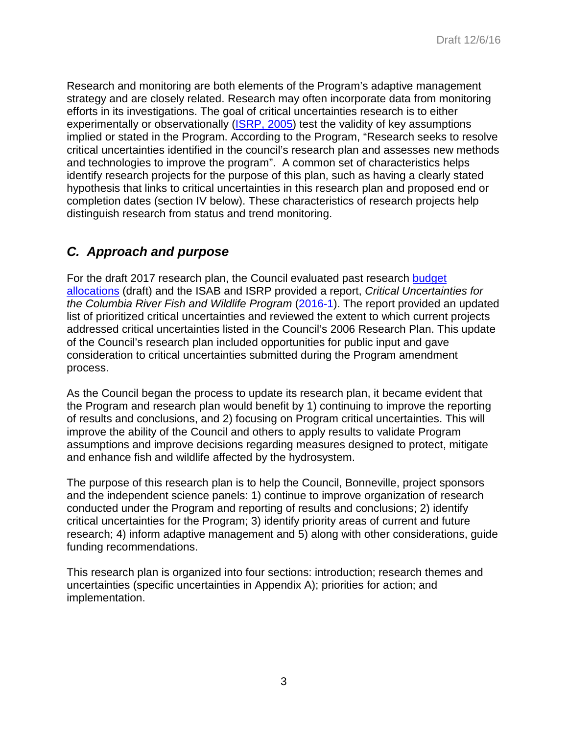Research and monitoring are both elements of the Program's adaptive management strategy and are closely related. Research may often incorporate data from monitoring efforts in its investigations. The goal of critical uncertainties research is to either experimentally or observationally (ISRP, 2005) test the validity of key assumptions implied or stated in the Program. According to the Program, "Research seeks to resolve critical uncertainties identified in the council's research plan and assesses new methods and technologies to improve the program". A common set of characteristics helps identify research projects for the purpose of this plan, such as having a clearly stated hypothesis that links to critical uncertainties in this research plan and proposed end or completion dates (section IV below). These characteristics of research projects help distinguish research from status and trend monitoring.

## *C. Approach and purpose*

For the draft 2017 research plan, the Council evaluated past research budget allocations (draft) and the ISAB and ISRP provided a report, *Critical Uncertainties for the Columbia River Fish and Wildlife Program* (2016-1). The report provided an updated list of prioritized critical uncertainties and reviewed the extent to which current projects addressed critical uncertainties listed in the Council's 2006 Research Plan. This update of the Council's research plan included opportunities for public input and gave consideration to critical uncertainties submitted during the Program amendment process.

As the Council began the process to update its research plan, it became evident that the Program and research plan would benefit by 1) continuing to improve the reporting of results and conclusions, and 2) focusing on Program critical uncertainties. This will improve the ability of the Council and others to apply results to validate Program assumptions and improve decisions regarding measures designed to protect, mitigate and enhance fish and wildlife affected by the hydrosystem.

The purpose of this research plan is to help the Council, Bonneville, project sponsors and the independent science panels: 1) continue to improve organization of research conducted under the Program and reporting of results and conclusions; 2) identify critical uncertainties for the Program; 3) identify priority areas of current and future research; 4) inform adaptive management and 5) along with other considerations, guide funding recommendations.

This research plan is organized into four sections: introduction; research themes and uncertainties (specific uncertainties in Appendix A); priorities for action; and implementation.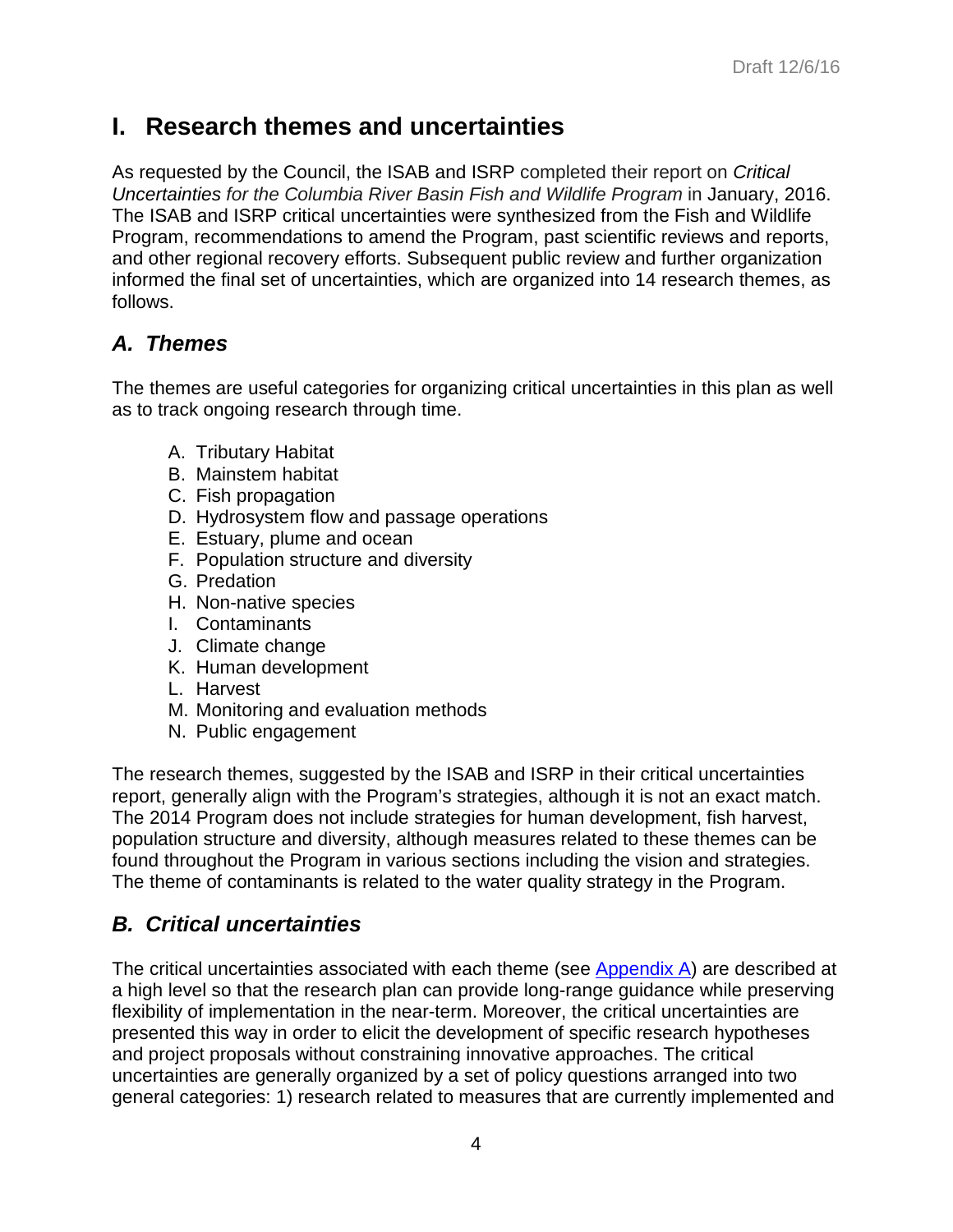# I. Research themes and uncertainties

As requested by the Council, the ISAB and ISRP completed their report on *Critical Uncertainties for the Columbia River Basin Fish and Wildlife Program* in January, 2016. The ISAB and ISRP critical uncertainties were synthesized from the Fish and Wildlife Program, recommendations to amend the Program, past scientific reviews and reports, and other regional recovery efforts. Subsequent public review and further organization informed the final set of uncertainties, which are organized into 14 research themes, as follows.

## *A. Themes*

The themes are useful categories for organizing critical uncertainties in this plan as well as to track ongoing research through time.

A. Tributary Habitat
B. Mainstem habitat
C. Fish propagation
D. Hydrosystem flow and passage operations
E. Estuary, plume and ocean
F. Population structure and diversity
G. Predation
H. Non-native species
I. Contaminants
J. Climate change
K. Human development
L. Harvest
M. Monitoring and evaluation methods
N. Public engagement

The research themes, suggested by the ISAB and ISRP in their critical uncertainties report, generally align with the Program's strategies, although it is not an exact match. The 2014 Program does not include strategies for human development, fish harvest, population structure and diversity, although measures related to these themes can be found throughout the Program in various sections including the vision and strategies. The theme of contaminants is related to the water quality strategy in the Program.

## *B. Critical uncertainties*

The critical uncertainties associated with each theme (see Appendix A) are described at a high level so that the research plan can provide long-range guidance while preserving flexibility of implementation in the near-term. Moreover, the critical uncertainties are presented this way in order to elicit the development of specific research hypotheses and project proposals without constraining innovative approaches. The critical uncertainties are generally organized by a set of policy questions arranged into two general categories: 1) research related to measures that are currently implemented and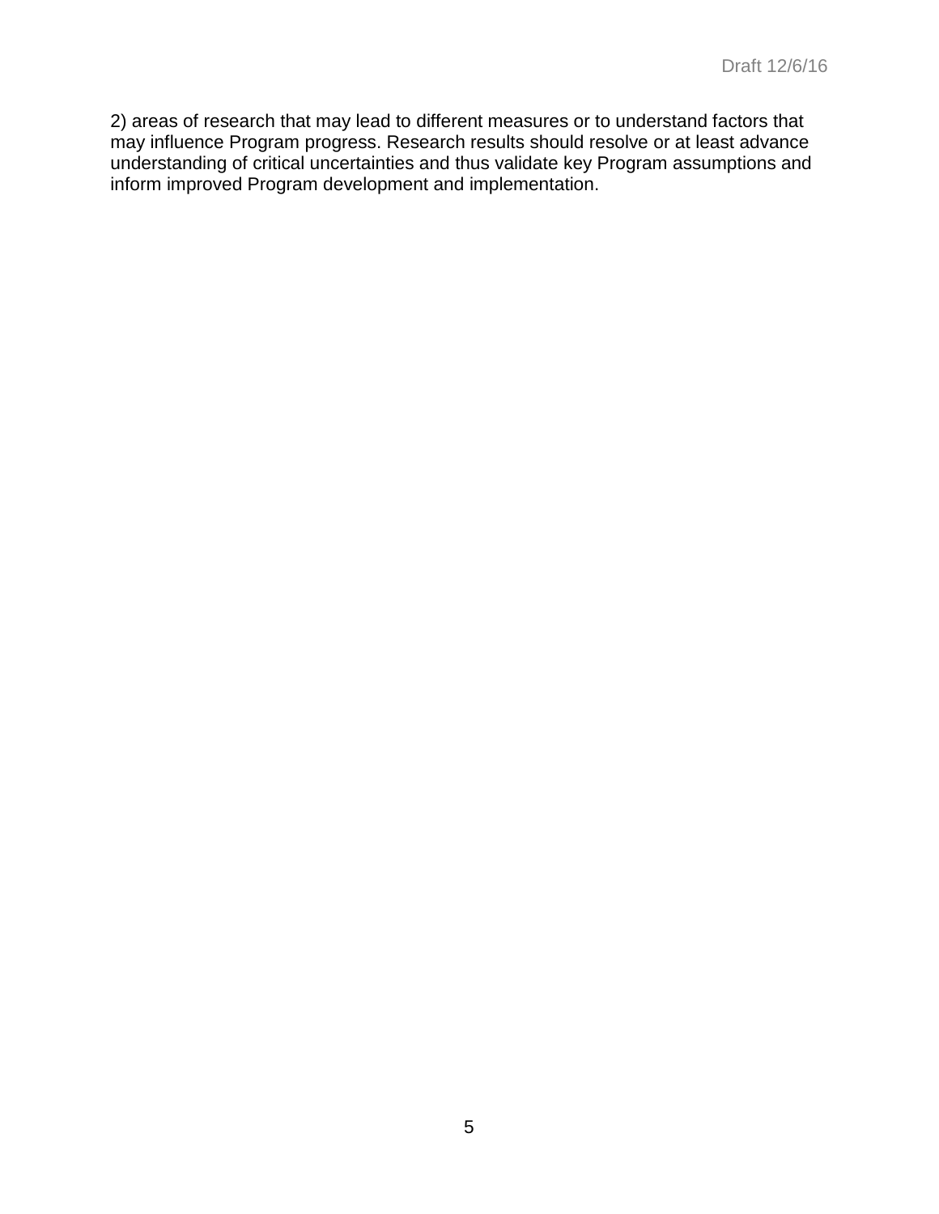2) areas of research that may lead to different measures or to understand factors that may influence Program progress. Research results should resolve or at least advance understanding of critical uncertainties and thus validate key Program assumptions and inform improved Program development and implementation.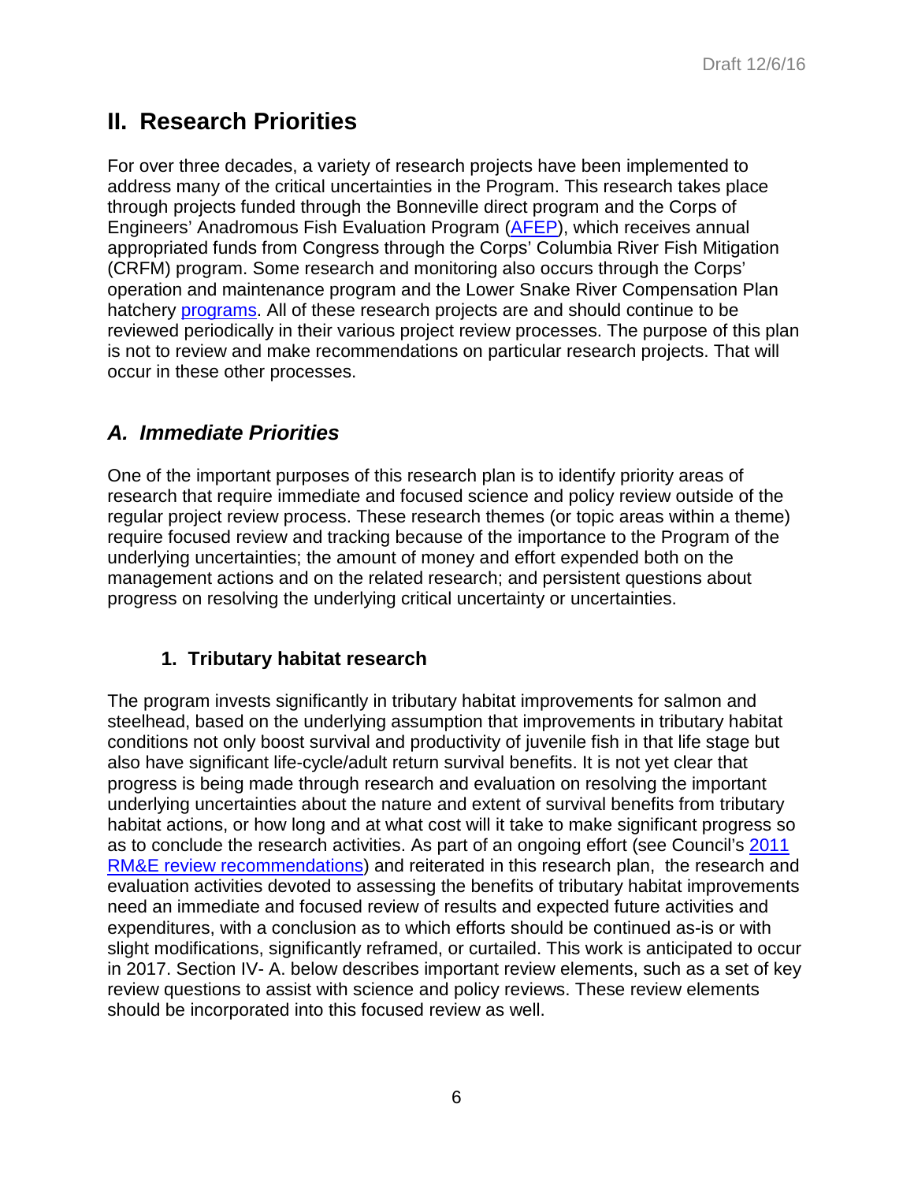# II. Research Priorities

For over three decades, a variety of research projects have been implemented to address many of the critical uncertainties in the Program. This research takes place through projects funded through the Bonneville direct program and the Corps of Engineers' Anadromous Fish Evaluation Program (AFEP), which receives annual appropriated funds from Congress through the Corps' Columbia River Fish Mitigation (CRFM) program. Some research and monitoring also occurs through the Corps' operation and maintenance program and the Lower Snake River Compensation Plan hatchery programs. All of these research projects are and should continue to be reviewed periodically in their various project review processes. The purpose of this plan is not to review and make recommendations on particular research projects. That will occur in these other processes.

## *A. Immediate Priorities*

One of the important purposes of this research plan is to identify priority areas of research that require immediate and focused science and policy review outside of the regular project review process. These research themes (or topic areas within a theme) require focused review and tracking because of the importance to the Program of the underlying uncertainties; the amount of money and effort expended both on the management actions and on the related research; and persistent questions about progress on resolving the underlying critical uncertainty or uncertainties.

### 1. Tributary habitat research

The program invests significantly in tributary habitat improvements for salmon and steelhead, based on the underlying assumption that improvements in tributary habitat conditions not only boost survival and productivity of juvenile fish in that life stage but also have significant life-cycle/adult return survival benefits. It is not yet clear that progress is being made through research and evaluation on resolving the important underlying uncertainties about the nature and extent of survival benefits from tributary habitat actions, or how long and at what cost will it take to make significant progress so as to conclude the research activities. As part of an ongoing effort (see Council's 2011 RM&E review recommendations) and reiterated in this research plan, the research and evaluation activities devoted to assessing the benefits of tributary habitat improvements need an immediate and focused review of results and expected future activities and expenditures, with a conclusion as to which efforts should be continued as-is or with slight modifications, significantly reframed, or curtailed. This work is anticipated to occur in 2017. Section IV- A. below describes important review elements, such as a set of key review questions to assist with science and policy reviews. These review elements should be incorporated into this focused review as well.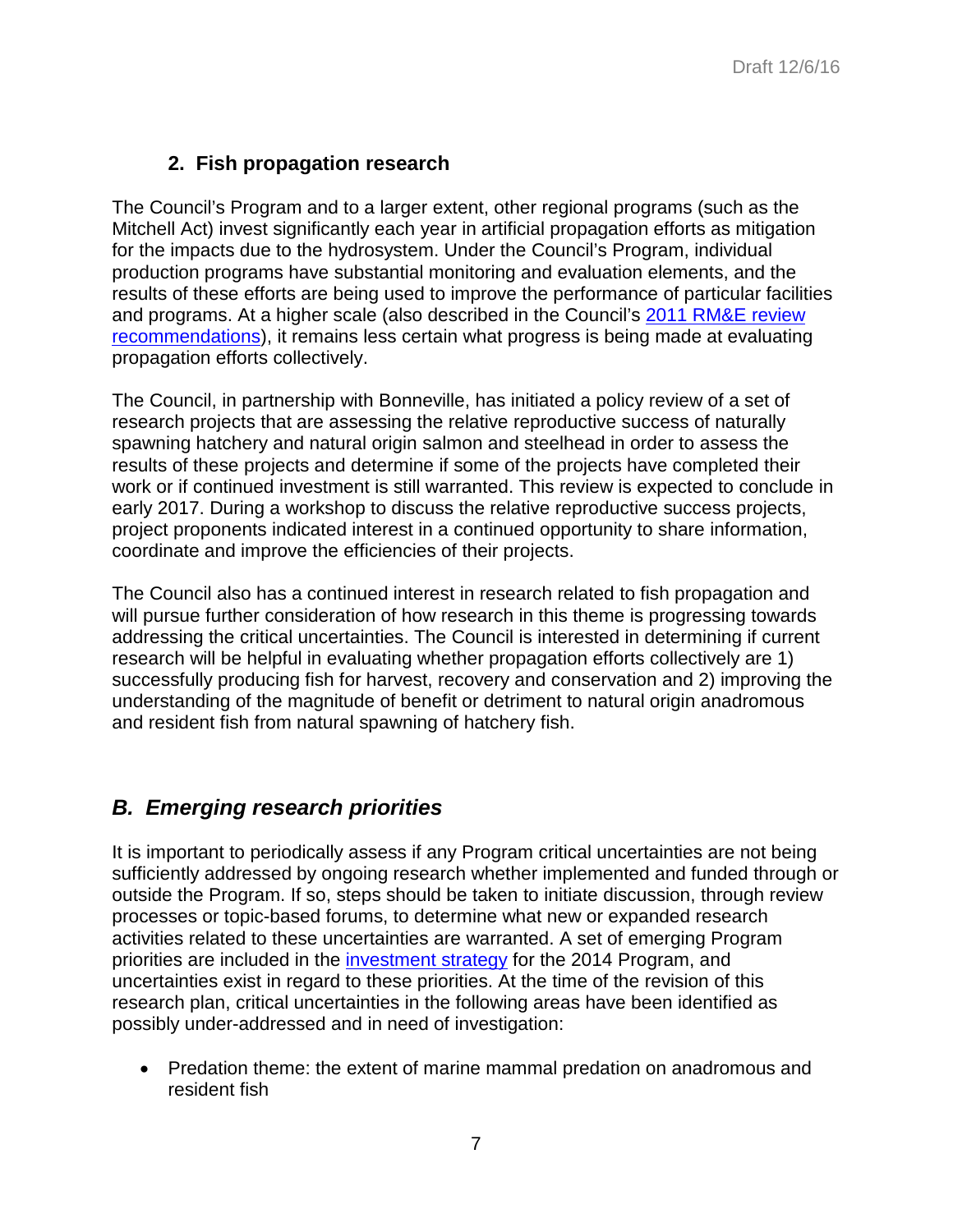### 2. Fish propagation research

The Council's Program and to a larger extent, other regional programs (such as the Mitchell Act) invest significantly each year in artificial propagation efforts as mitigation for the impacts due to the hydrosystem. Under the Council's Program, individual production programs have substantial monitoring and evaluation elements, and the results of these efforts are being used to improve the performance of particular facilities and programs. At a higher scale (also described in the Council's [2011 RM&E review recommendations](#)), it remains less certain what progress is being made at evaluating propagation efforts collectively.

The Council, in partnership with Bonneville, has initiated a policy review of a set of research projects that are assessing the relative reproductive success of naturally spawning hatchery and natural origin salmon and steelhead in order to assess the results of these projects and determine if some of the projects have completed their work or if continued investment is still warranted. This review is expected to conclude in early 2017. During a workshop to discuss the relative reproductive success projects, project proponents indicated interest in a continued opportunity to share information, coordinate and improve the efficiencies of their projects.

The Council also has a continued interest in research related to fish propagation and will pursue further consideration of how research in this theme is progressing towards addressing the critical uncertainties. The Council is interested in determining if current research will be helpful in evaluating whether propagation efforts collectively are 1) successfully producing fish for harvest, recovery and conservation and 2) improving the understanding of the magnitude of benefit or detriment to natural origin anadromous and resident fish from natural spawning of hatchery fish.

## *B. Emerging research priorities*

It is important to periodically assess if any Program critical uncertainties are not being sufficiently addressed by ongoing research whether implemented and funded through or outside the Program. If so, steps should be taken to initiate discussion, through review processes or topic-based forums, to determine what new or expanded research activities related to these uncertainties are warranted. A set of emerging Program priorities are included in the [investment strategy](#) for the 2014 Program, and uncertainties exist in regard to these priorities. At the time of the revision of this research plan, critical uncertainties in the following areas have been identified as possibly under-addressed and in need of investigation:

- Predation theme: the extent of marine mammal predation on anadromous and resident fish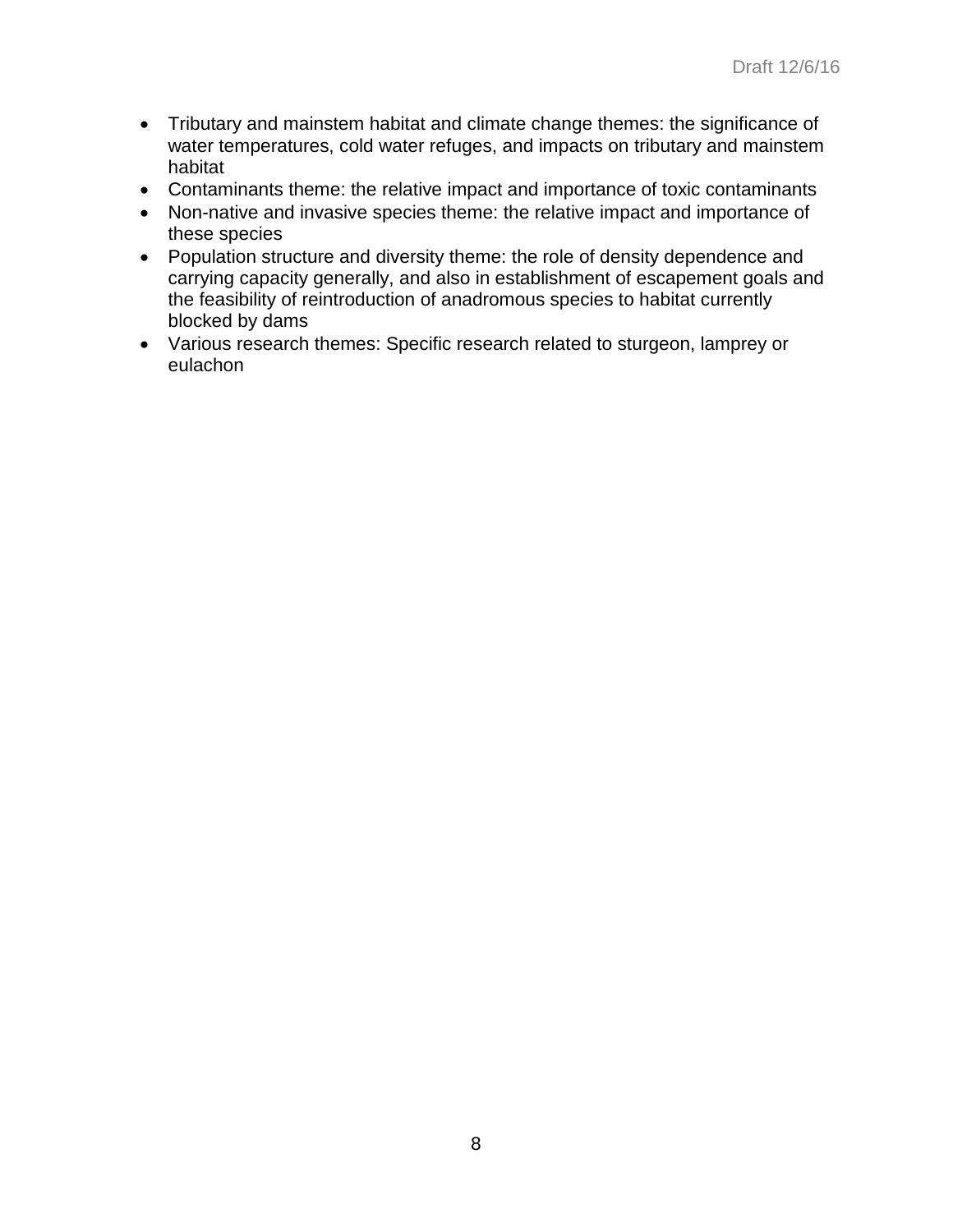- Tributary and mainstem habitat and climate change themes: the significance of water temperatures, cold water refuges, and impacts on tributary and mainstem habitat
- Contaminants theme: the relative impact and importance of toxic contaminants
- Non-native and invasive species theme: the relative impact and importance of these species
- Population structure and diversity theme: the role of density dependence and carrying capacity generally, and also in establishment of escapement goals and the feasibility of reintroduction of anadromous species to habitat currently blocked by dams
- Various research themes: Specific research related to sturgeon, lamprey or eulachon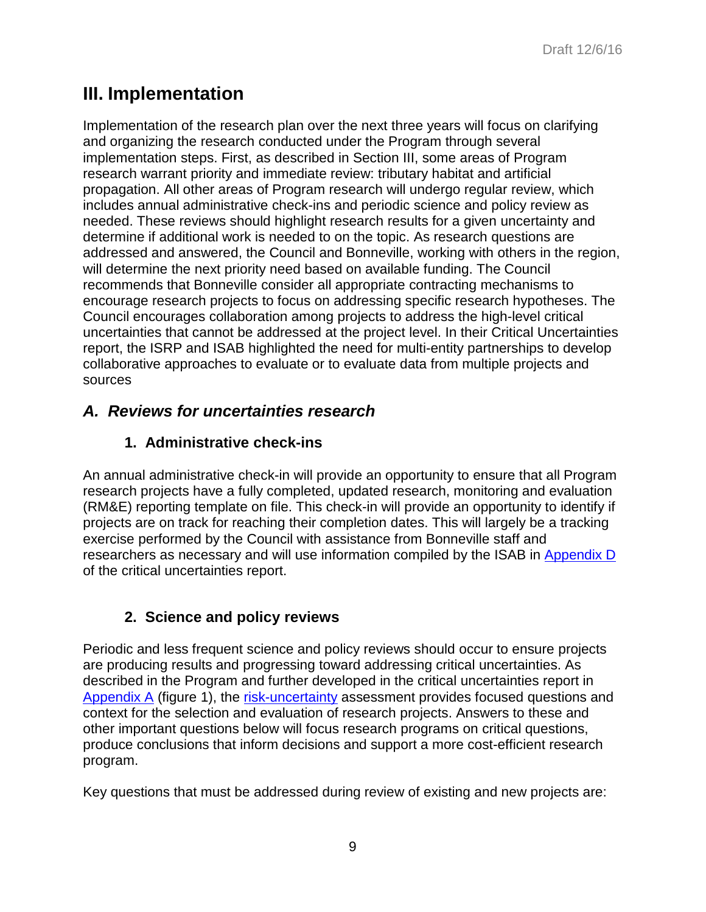# III. Implementation

Implementation of the research plan over the next three years will focus on clarifying and organizing the research conducted under the Program through several implementation steps. First, as described in Section III, some areas of Program research warrant priority and immediate review: tributary habitat and artificial propagation. All other areas of Program research will undergo regular review, which includes annual administrative check-ins and periodic science and policy review as needed. These reviews should highlight research results for a given uncertainty and determine if additional work is needed to on the topic. As research questions are addressed and answered, the Council and Bonneville, working with others in the region, will determine the next priority need based on available funding. The Council recommends that Bonneville consider all appropriate contracting mechanisms to encourage research projects to focus on addressing specific research hypotheses. The Council encourages collaboration among projects to address the high-level critical uncertainties that cannot be addressed at the project level. In their Critical Uncertainties report, the ISRP and ISAB highlighted the need for multi-entity partnerships to develop collaborative approaches to evaluate or to evaluate data from multiple projects and sources

## *A. Reviews for uncertainties research*

### 1. Administrative check-ins

An annual administrative check-in will provide an opportunity to ensure that all Program research projects have a fully completed, updated research, monitoring and evaluation (RM&E) reporting template on file. This check-in will provide an opportunity to identify if projects are on track for reaching their completion dates. This will largely be a tracking exercise performed by the Council with assistance from Bonneville staff and researchers as necessary and will use information compiled by the ISAB in Appendix D of the critical uncertainties report.

### 2. Science and policy reviews

Periodic and less frequent science and policy reviews should occur to ensure projects are producing results and progressing toward addressing critical uncertainties. As described in the Program and further developed in the critical uncertainties report in Appendix A (figure 1), the risk-uncertainty assessment provides focused questions and context for the selection and evaluation of research projects. Answers to these and other important questions below will focus research programs on critical questions, produce conclusions that inform decisions and support a more cost-efficient research program.

Key questions that must be addressed during review of existing and new projects are: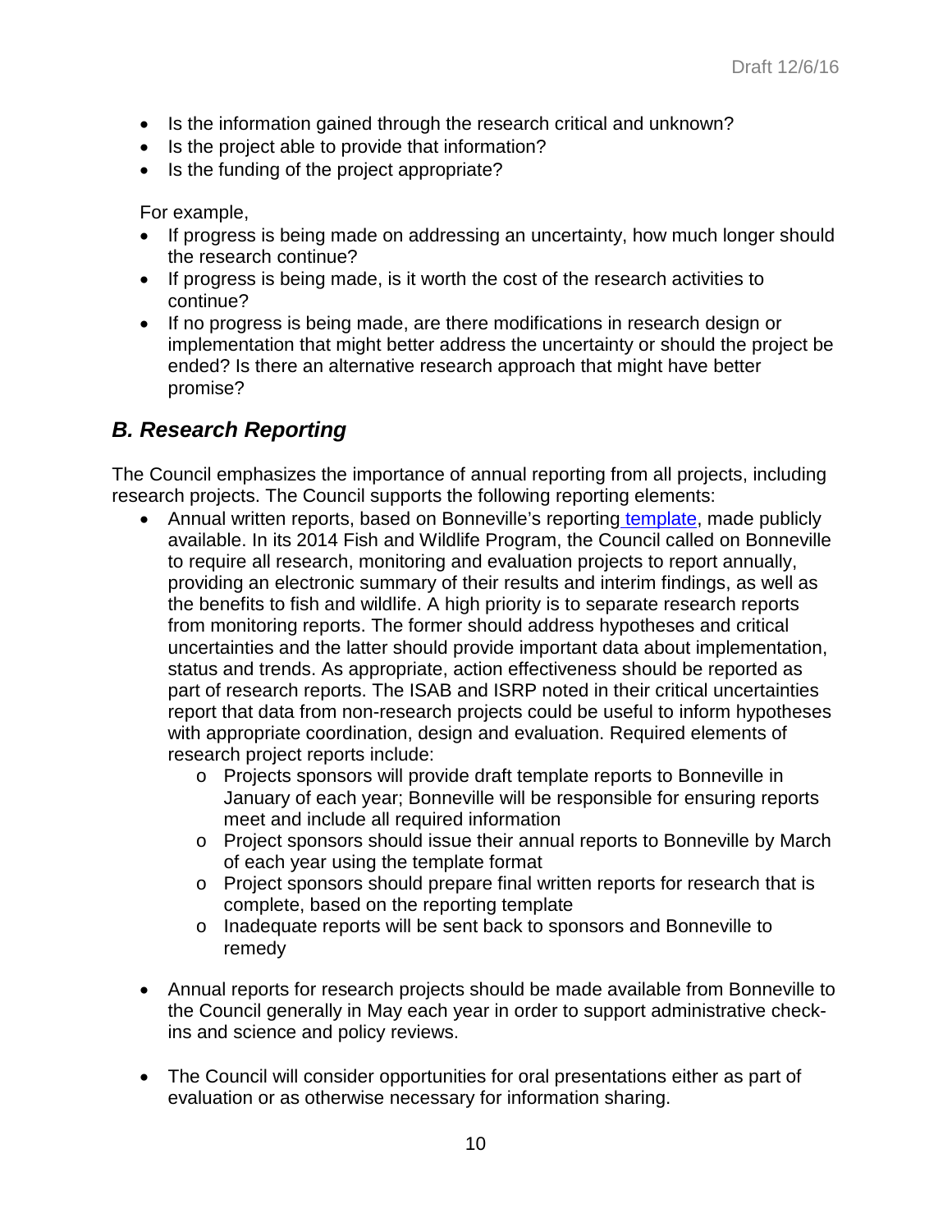- Is the information gained through the research critical and unknown?
- Is the project able to provide that information?
- Is the funding of the project appropriate?

For example,

- If progress is being made on addressing an uncertainty, how much longer should the research continue?
- If progress is being made, is it worth the cost of the research activities to continue?
- If no progress is being made, are there modifications in research design or implementation that might better address the uncertainty or should the project be ended? Is there an alternative research approach that might have better promise?

## *B. Research Reporting*

The Council emphasizes the importance of annual reporting from all projects, including research projects. The Council supports the following reporting elements:

- Annual written reports, based on Bonneville's reporting template, made publicly available. In its 2014 Fish and Wildlife Program, the Council called on Bonneville to require all research, monitoring and evaluation projects to report annually, providing an electronic summary of their results and interim findings, as well as the benefits to fish and wildlife. A high priority is to separate research reports from monitoring reports. The former should address hypotheses and critical uncertainties and the latter should provide important data about implementation, status and trends. As appropriate, action effectiveness should be reported as part of research reports. The ISAB and ISRP noted in their critical uncertainties report that data from non-research projects could be useful to inform hypotheses with appropriate coordination, design and evaluation. Required elements of research project reports include:
    - Projects sponsors will provide draft template reports to Bonneville in January of each year; Bonneville will be responsible for ensuring reports meet and include all required information
    - Project sponsors should issue their annual reports to Bonneville by March of each year using the template format
    - Project sponsors should prepare final written reports for research that is complete, based on the reporting template
    - Inadequate reports will be sent back to sponsors and Bonneville to remedy

- Annual reports for research projects should be made available from Bonneville to the Council generally in May each year in order to support administrative check-ins and science and policy reviews.

- The Council will consider opportunities for oral presentations either as part of evaluation or as otherwise necessary for information sharing.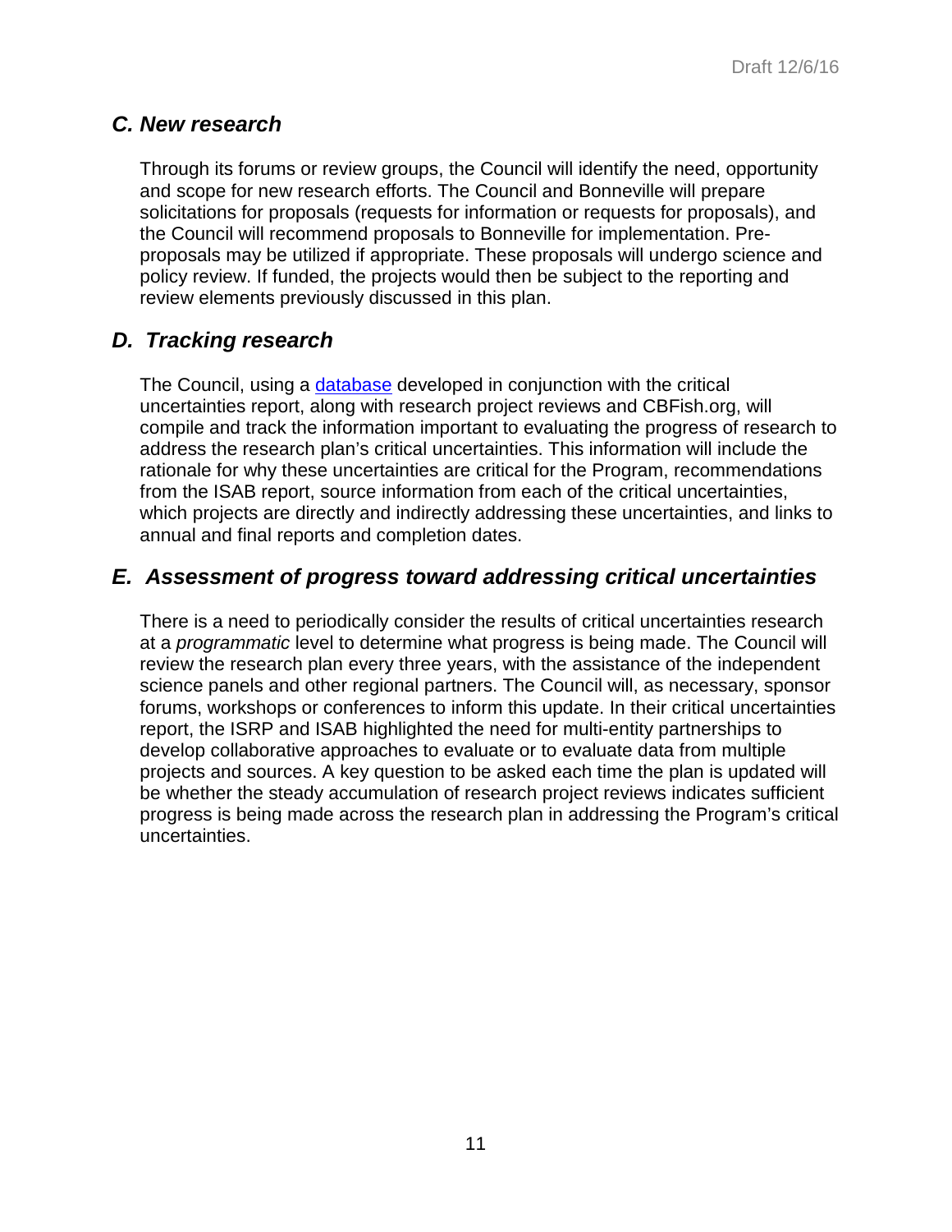## *C. New research*

Through its forums or review groups, the Council will identify the need, opportunity and scope for new research efforts. The Council and Bonneville will prepare solicitations for proposals (requests for information or requests for proposals), and the Council will recommend proposals to Bonneville for implementation. Pre-proposals may be utilized if appropriate. These proposals will undergo science and policy review. If funded, the projects would then be subject to the reporting and review elements previously discussed in this plan.

## *D. Tracking research*

The Council, using a database developed in conjunction with the critical uncertainties report, along with research project reviews and CBFish.org, will compile and track the information important to evaluating the progress of research to address the research plan's critical uncertainties. This information will include the rationale for why these uncertainties are critical for the Program, recommendations from the ISAB report, source information from each of the critical uncertainties, which projects are directly and indirectly addressing these uncertainties, and links to annual and final reports and completion dates.

## *E. Assessment of progress toward addressing critical uncertainties*

There is a need to periodically consider the results of critical uncertainties research at a *programmatic* level to determine what progress is being made. The Council will review the research plan every three years, with the assistance of the independent science panels and other regional partners. The Council will, as necessary, sponsor forums, workshops or conferences to inform this update. In their critical uncertainties report, the ISRP and ISAB highlighted the need for multi-entity partnerships to develop collaborative approaches to evaluate or to evaluate data from multiple projects and sources. A key question to be asked each time the plan is updated will be whether the steady accumulation of research project reviews indicates sufficient progress is being made across the research plan in addressing the Program's critical uncertainties.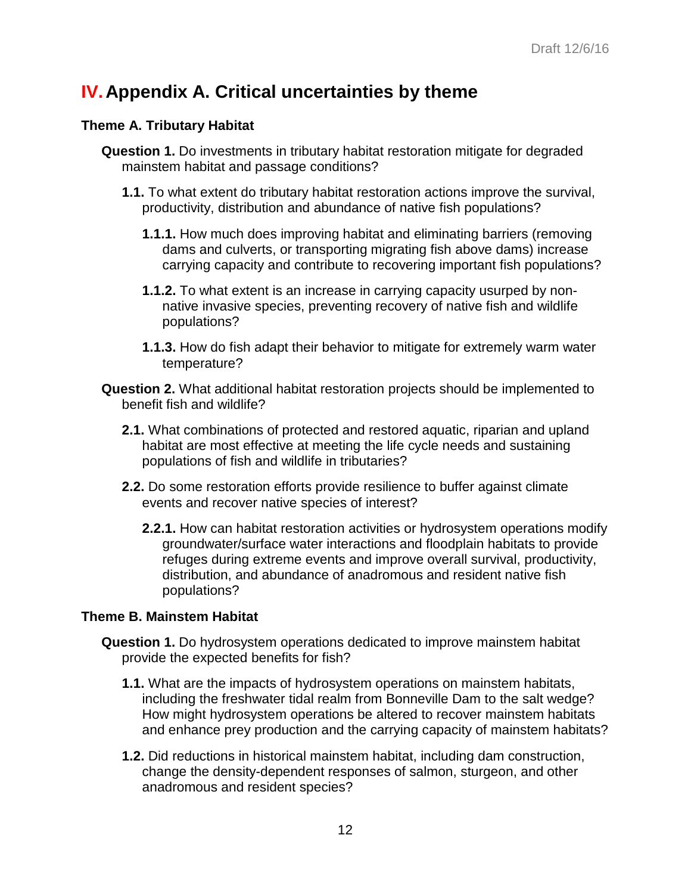# IV. Appendix A. Critical uncertainties by theme

### Theme A. Tributary Habitat

**Question 1.** Do investments in tributary habitat restoration mitigate for degraded mainstem habitat and passage conditions?

- **1.1.** To what extent do tributary habitat restoration actions improve the survival, productivity, distribution and abundance of native fish populations?

  - **1.1.1.** How much does improving habitat and eliminating barriers (removing dams and culverts, or transporting migrating fish above dams) increase carrying capacity and contribute to recovering important fish populations?

  - **1.1.2.** To what extent is an increase in carrying capacity usurped by non-native invasive species, preventing recovery of native fish and wildlife populations?

  - **1.1.3.** How do fish adapt their behavior to mitigate for extremely warm water temperature?

**Question 2.** What additional habitat restoration projects should be implemented to benefit fish and wildlife?

- **2.1.** What combinations of protected and restored aquatic, riparian and upland habitat are most effective at meeting the life cycle needs and sustaining populations of fish and wildlife in tributaries?

- **2.2.** Do some restoration efforts provide resilience to buffer against climate events and recover native species of interest?

  - **2.2.1.** How can habitat restoration activities or hydrosystem operations modify groundwater/surface water interactions and floodplain habitats to provide refuges during extreme events and improve overall survival, productivity, distribution, and abundance of anadromous and resident native fish populations?

### Theme B. Mainstem Habitat

**Question 1.** Do hydrosystem operations dedicated to improve mainstem habitat provide the expected benefits for fish?

- **1.1.** What are the impacts of hydrosystem operations on mainstem habitats, including the freshwater tidal realm from Bonneville Dam to the salt wedge? How might hydrosystem operations be altered to recover mainstem habitats and enhance prey production and the carrying capacity of mainstem habitats?

- **1.2.** Did reductions in historical mainstem habitat, including dam construction, change the density-dependent responses of salmon, sturgeon, and other anadromous and resident species?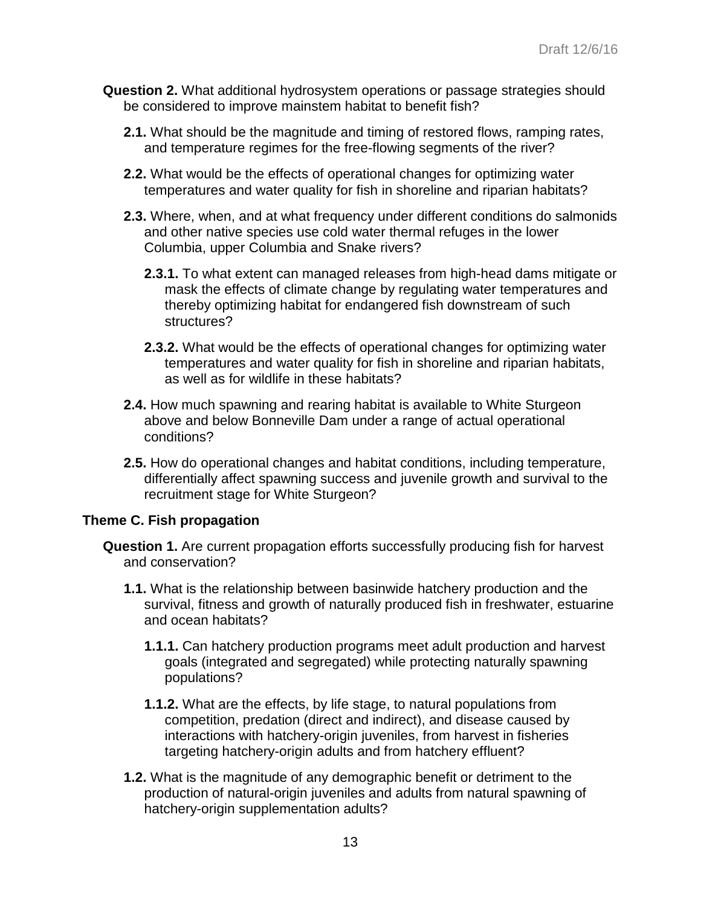**Question 2.** What additional hydrosystem operations or passage strategies should be considered to improve mainstem habitat to benefit fish?

- **2.1.** What should be the magnitude and timing of restored flows, ramping rates, and temperature regimes for the free-flowing segments of the river?
- **2.2.** What would be the effects of operational changes for optimizing water temperatures and water quality for fish in shoreline and riparian habitats?
- **2.3.** Where, when, and at what frequency under different conditions do salmonids and other native species use cold water thermal refuges in the lower Columbia, upper Columbia and Snake rivers?
  - **2.3.1.** To what extent can managed releases from high-head dams mitigate or mask the effects of climate change by regulating water temperatures and thereby optimizing habitat for endangered fish downstream of such structures?
  - **2.3.2.** What would be the effects of operational changes for optimizing water temperatures and water quality for fish in shoreline and riparian habitats, as well as for wildlife in these habitats?
- **2.4.** How much spawning and rearing habitat is available to White Sturgeon above and below Bonneville Dam under a range of actual operational conditions?
- **2.5.** How do operational changes and habitat conditions, including temperature, differentially affect spawning success and juvenile growth and survival to the recruitment stage for White Sturgeon?

### Theme C. Fish propagation

**Question 1.** Are current propagation efforts successfully producing fish for harvest and conservation?

- **1.1.** What is the relationship between basinwide hatchery production and the survival, fitness and growth of naturally produced fish in freshwater, estuarine and ocean habitats?
  - **1.1.1.** Can hatchery production programs meet adult production and harvest goals (integrated and segregated) while protecting naturally spawning populations?
  - **1.1.2.** What are the effects, by life stage, to natural populations from competition, predation (direct and indirect), and disease caused by interactions with hatchery-origin juveniles, from harvest in fisheries targeting hatchery-origin adults and from hatchery effluent?
- **1.2.** What is the magnitude of any demographic benefit or detriment to the production of natural-origin juveniles and adults from natural spawning of hatchery-origin supplementation adults?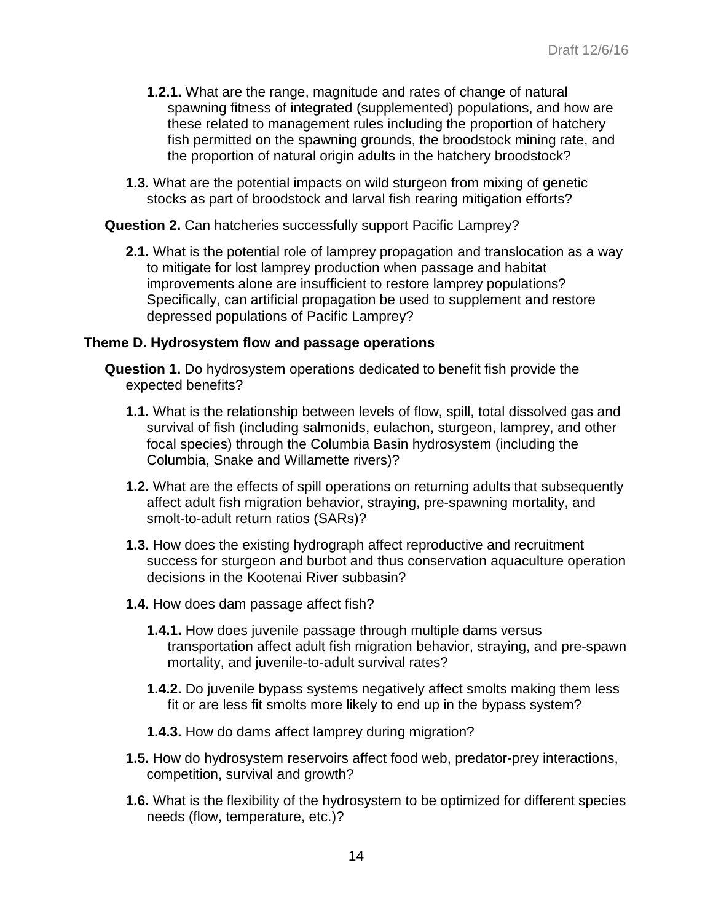- **1.2.1.** What are the range, magnitude and rates of change of natural spawning fitness of integrated (supplemented) populations, and how are these related to management rules including the proportion of hatchery fish permitted on the spawning grounds, the broodstock mining rate, and the proportion of natural origin adults in the hatchery broodstock?

- **1.3.** What are the potential impacts on wild sturgeon from mixing of genetic stocks as part of broodstock and larval fish rearing mitigation efforts?

**Question 2.** Can hatcheries successfully support Pacific Lamprey?

- **2.1.** What is the potential role of lamprey propagation and translocation as a way to mitigate for lost lamprey production when passage and habitat improvements alone are insufficient to restore lamprey populations? Specifically, can artificial propagation be used to supplement and restore depressed populations of Pacific Lamprey?

### Theme D. Hydrosystem flow and passage operations

**Question 1.** Do hydrosystem operations dedicated to benefit fish provide the expected benefits?

- **1.1.** What is the relationship between levels of flow, spill, total dissolved gas and survival of fish (including salmonids, eulachon, sturgeon, lamprey, and other focal species) through the Columbia Basin hydrosystem (including the Columbia, Snake and Willamette rivers)?

- **1.2.** What are the effects of spill operations on returning adults that subsequently affect adult fish migration behavior, straying, pre-spawning mortality, and smolt-to-adult return ratios (SARs)?

- **1.3.** How does the existing hydrograph affect reproductive and recruitment success for sturgeon and burbot and thus conservation aquaculture operation decisions in the Kootenai River subbasin?

- **1.4.** How does dam passage affect fish?

  - **1.4.1.** How does juvenile passage through multiple dams versus transportation affect adult fish migration behavior, straying, and pre-spawn mortality, and juvenile-to-adult survival rates?

  - **1.4.2.** Do juvenile bypass systems negatively affect smolts making them less fit or are less fit smolts more likely to end up in the bypass system?

  - **1.4.3.** How do dams affect lamprey during migration?

- **1.5.** How do hydrosystem reservoirs affect food web, predator-prey interactions, competition, survival and growth?

- **1.6.** What is the flexibility of the hydrosystem to be optimized for different species needs (flow, temperature, etc.)?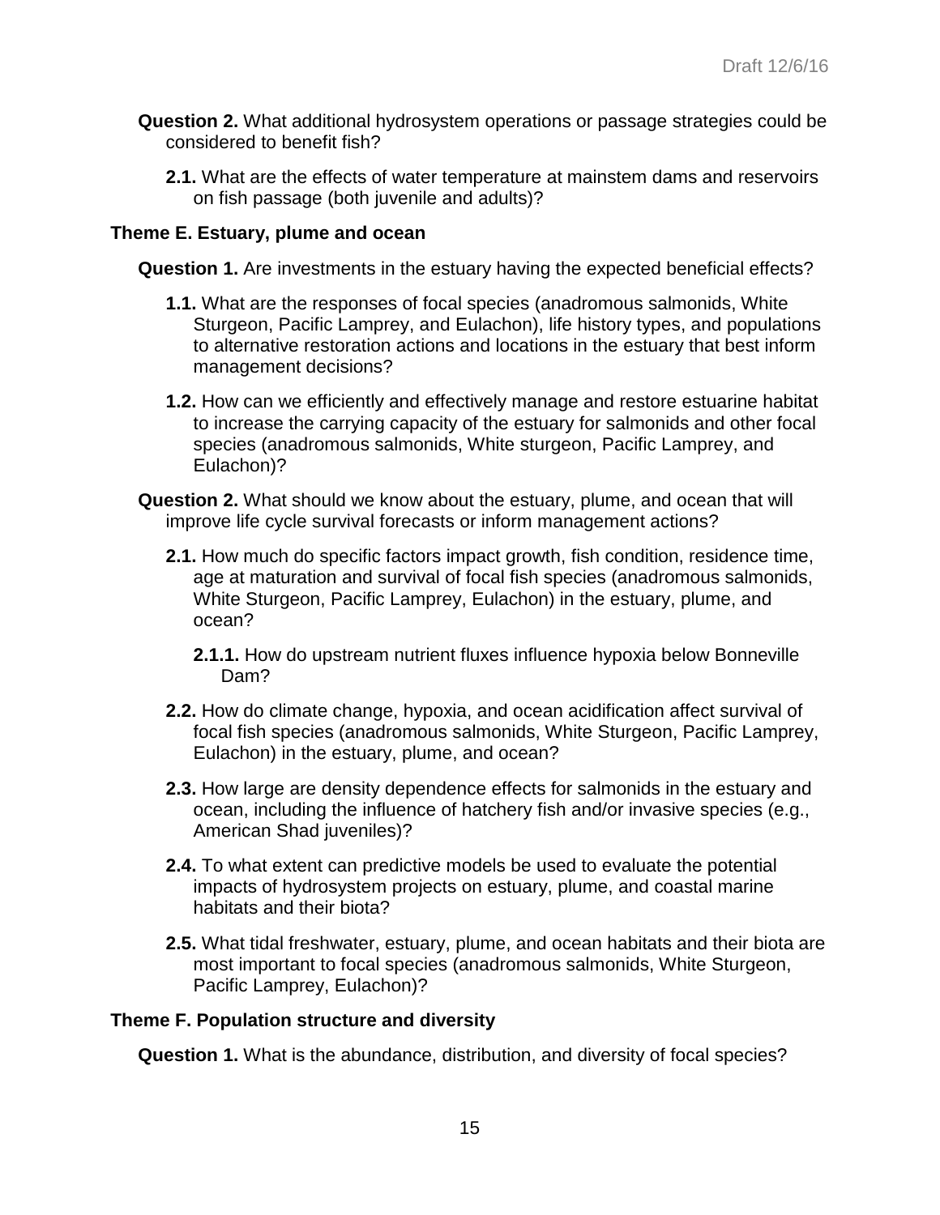**Question 2.** What additional hydrosystem operations or passage strategies could be considered to benefit fish?

- **2.1.** What are the effects of water temperature at mainstem dams and reservoirs on fish passage (both juvenile and adults)?

### Theme E. Estuary, plume and ocean

**Question 1.** Are investments in the estuary having the expected beneficial effects?

- **1.1.** What are the responses of focal species (anadromous salmonids, White Sturgeon, Pacific Lamprey, and Eulachon), life history types, and populations to alternative restoration actions and locations in the estuary that best inform management decisions?

- **1.2.** How can we efficiently and effectively manage and restore estuarine habitat to increase the carrying capacity of the estuary for salmonids and other focal species (anadromous salmonids, White sturgeon, Pacific Lamprey, and Eulachon)?

**Question 2.** What should we know about the estuary, plume, and ocean that will improve life cycle survival forecasts or inform management actions?

- **2.1.** How much do specific factors impact growth, fish condition, residence time, age at maturation and survival of focal fish species (anadromous salmonids, White Sturgeon, Pacific Lamprey, Eulachon) in the estuary, plume, and ocean?

  - **2.1.1.** How do upstream nutrient fluxes influence hypoxia below Bonneville Dam?

- **2.2.** How do climate change, hypoxia, and ocean acidification affect survival of focal fish species (anadromous salmonids, White Sturgeon, Pacific Lamprey, Eulachon) in the estuary, plume, and ocean?

- **2.3.** How large are density dependence effects for salmonids in the estuary and ocean, including the influence of hatchery fish and/or invasive species (e.g., American Shad juveniles)?

- **2.4.** To what extent can predictive models be used to evaluate the potential impacts of hydrosystem projects on estuary, plume, and coastal marine habitats and their biota?

- **2.5.** What tidal freshwater, estuary, plume, and ocean habitats and their biota are most important to focal species (anadromous salmonids, White Sturgeon, Pacific Lamprey, Eulachon)?

### Theme F. Population structure and diversity

**Question 1.** What is the abundance, distribution, and diversity of focal species?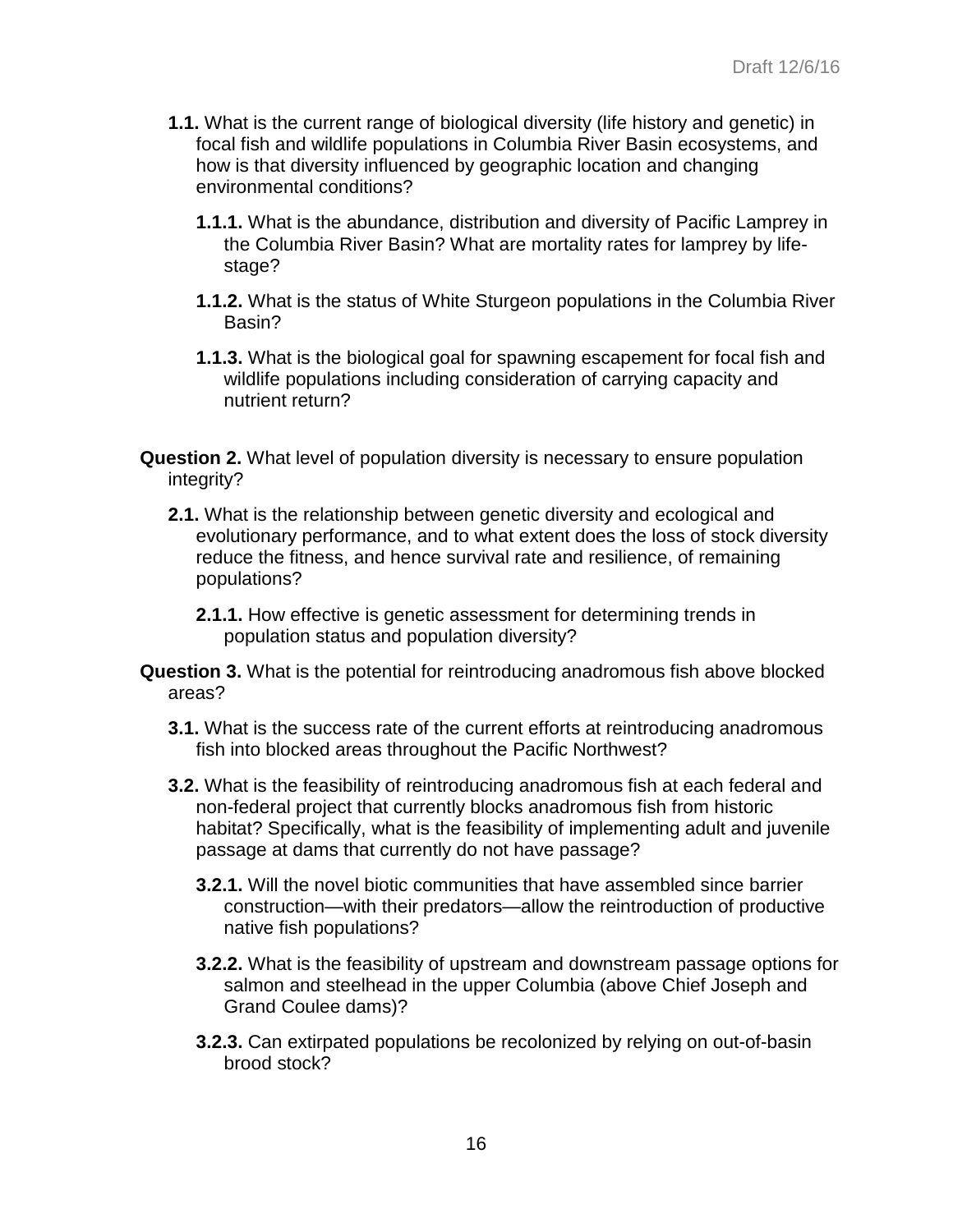**1.1.** What is the current range of biological diversity (life history and genetic) in focal fish and wildlife populations in Columbia River Basin ecosystems, and how is that diversity influenced by geographic location and changing environmental conditions?

**1.1.1.** What is the abundance, distribution and diversity of Pacific Lamprey in the Columbia River Basin? What are mortality rates for lamprey by life-stage?

**1.1.2.** What is the status of White Sturgeon populations in the Columbia River Basin?

**1.1.3.** What is the biological goal for spawning escapement for focal fish and wildlife populations including consideration of carrying capacity and nutrient return?

**Question 2.** What level of population diversity is necessary to ensure population integrity?

**2.1.** What is the relationship between genetic diversity and ecological and evolutionary performance, and to what extent does the loss of stock diversity reduce the fitness, and hence survival rate and resilience, of remaining populations?

**2.1.1.** How effective is genetic assessment for determining trends in population status and population diversity?

**Question 3.** What is the potential for reintroducing anadromous fish above blocked areas?

**3.1.** What is the success rate of the current efforts at reintroducing anadromous fish into blocked areas throughout the Pacific Northwest?

**3.2.** What is the feasibility of reintroducing anadromous fish at each federal and non-federal project that currently blocks anadromous fish from historic habitat? Specifically, what is the feasibility of implementing adult and juvenile passage at dams that currently do not have passage?

**3.2.1.** Will the novel biotic communities that have assembled since barrier construction—with their predators—allow the reintroduction of productive native fish populations?

**3.2.2.** What is the feasibility of upstream and downstream passage options for salmon and steelhead in the upper Columbia (above Chief Joseph and Grand Coulee dams)?

**3.2.3.** Can extirpated populations be recolonized by relying on out-of-basin brood stock?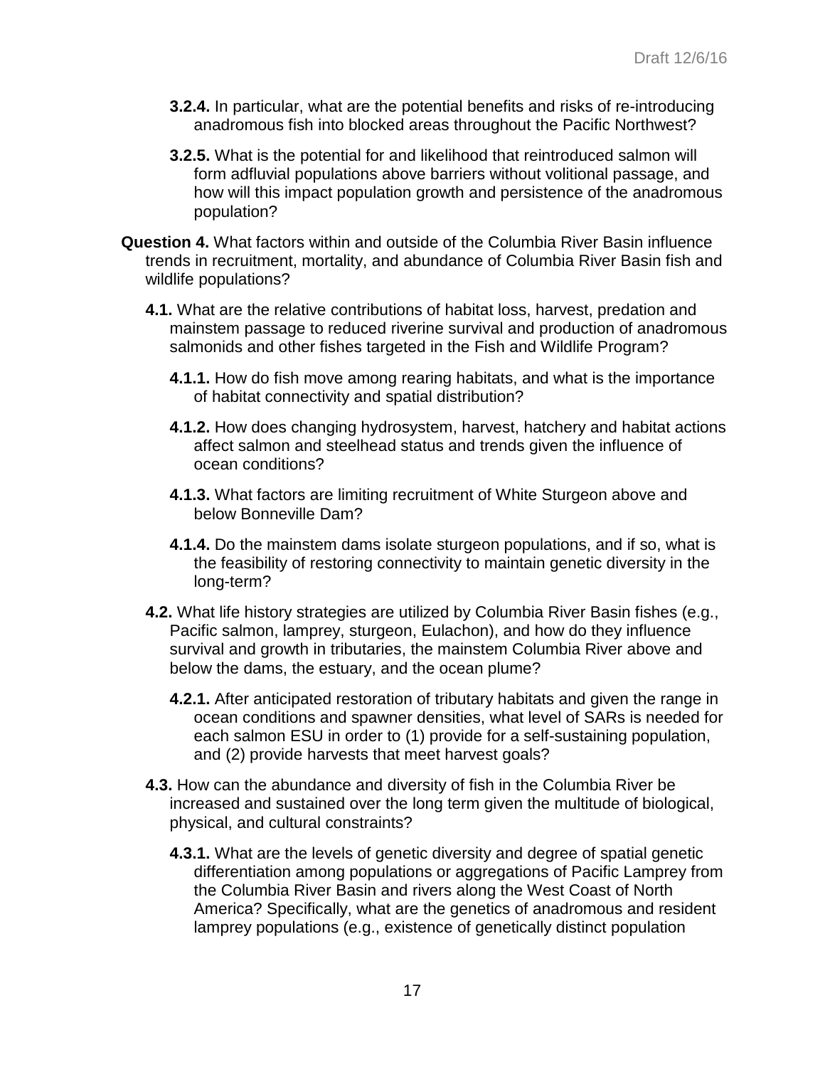**3.2.4.** In particular, what are the potential benefits and risks of re-introducing anadromous fish into blocked areas throughout the Pacific Northwest?

**3.2.5.** What is the potential for and likelihood that reintroduced salmon will form adfluvial populations above barriers without volitional passage, and how will this impact population growth and persistence of the anadromous population?

**Question 4.** What factors within and outside of the Columbia River Basin influence trends in recruitment, mortality, and abundance of Columbia River Basin fish and wildlife populations?

**4.1.** What are the relative contributions of habitat loss, harvest, predation and mainstem passage to reduced riverine survival and production of anadromous salmonids and other fishes targeted in the Fish and Wildlife Program?

**4.1.1.** How do fish move among rearing habitats, and what is the importance of habitat connectivity and spatial distribution?

**4.1.2.** How does changing hydrosystem, harvest, hatchery and habitat actions affect salmon and steelhead status and trends given the influence of ocean conditions?

**4.1.3.** What factors are limiting recruitment of White Sturgeon above and below Bonneville Dam?

**4.1.4.** Do the mainstem dams isolate sturgeon populations, and if so, what is the feasibility of restoring connectivity to maintain genetic diversity in the long-term?

**4.2.** What life history strategies are utilized by Columbia River Basin fishes (e.g., Pacific salmon, lamprey, sturgeon, Eulachon), and how do they influence survival and growth in tributaries, the mainstem Columbia River above and below the dams, the estuary, and the ocean plume?

**4.2.1.** After anticipated restoration of tributary habitats and given the range in ocean conditions and spawner densities, what level of SARs is needed for each salmon ESU in order to (1) provide for a self-sustaining population, and (2) provide harvests that meet harvest goals?

**4.3.** How can the abundance and diversity of fish in the Columbia River be increased and sustained over the long term given the multitude of biological, physical, and cultural constraints?

**4.3.1.** What are the levels of genetic diversity and degree of spatial genetic differentiation among populations or aggregations of Pacific Lamprey from the Columbia River Basin and rivers along the West Coast of North America? Specifically, what are the genetics of anadromous and resident lamprey populations (e.g., existence of genetically distinct population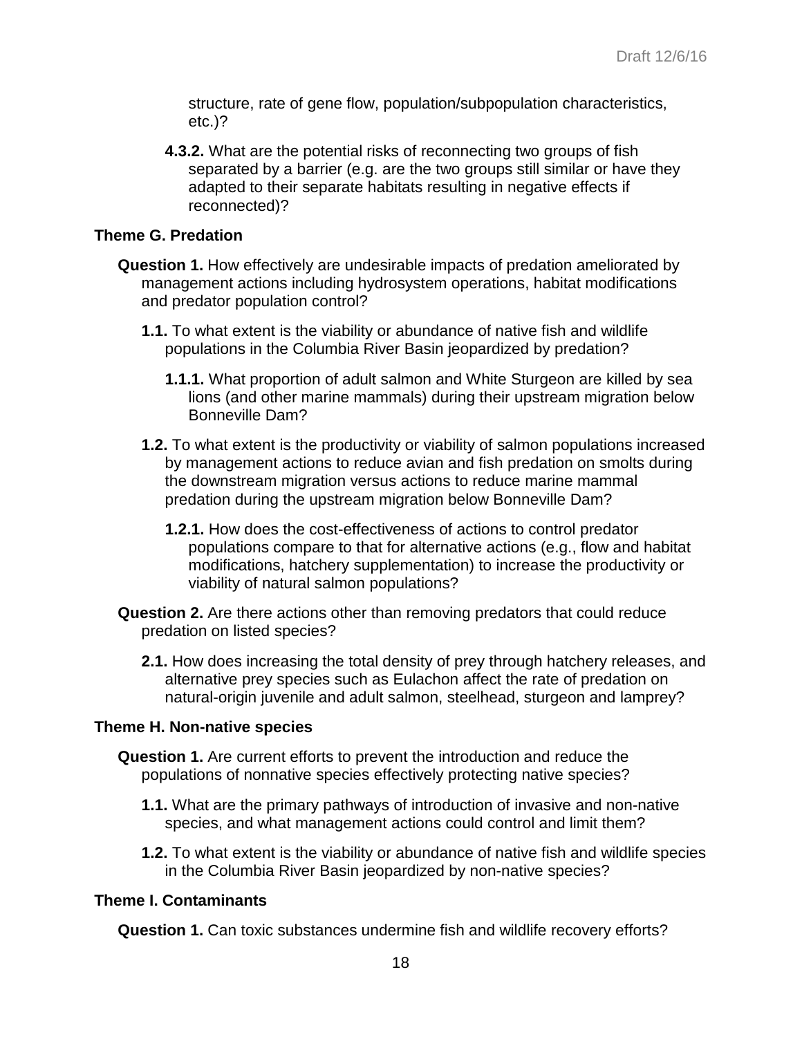structure, rate of gene flow, population/subpopulation characteristics, etc.)?

**4.3.2.** What are the potential risks of reconnecting two groups of fish separated by a barrier (e.g. are the two groups still similar or have they adapted to their separate habitats resulting in negative effects if reconnected)?

**Theme G. Predation**

**Question 1.** How effectively are undesirable impacts of predation ameliorated by management actions including hydrosystem operations, habitat modifications and predator population control?

**1.1.** To what extent is the viability or abundance of native fish and wildlife populations in the Columbia River Basin jeopardized by predation?

**1.1.1.** What proportion of adult salmon and White Sturgeon are killed by sea lions (and other marine mammals) during their upstream migration below Bonneville Dam?

**1.2.** To what extent is the productivity or viability of salmon populations increased by management actions to reduce avian and fish predation on smolts during the downstream migration versus actions to reduce marine mammal predation during the upstream migration below Bonneville Dam?

**1.2.1.** How does the cost-effectiveness of actions to control predator populations compare to that for alternative actions (e.g., flow and habitat modifications, hatchery supplementation) to increase the productivity or viability of natural salmon populations?

**Question 2.** Are there actions other than removing predators that could reduce predation on listed species?

**2.1.** How does increasing the total density of prey through hatchery releases, and alternative prey species such as Eulachon affect the rate of predation on natural-origin juvenile and adult salmon, steelhead, sturgeon and lamprey?

**Theme H. Non-native species**

**Question 1.** Are current efforts to prevent the introduction and reduce the populations of nonnative species effectively protecting native species?

**1.1.** What are the primary pathways of introduction of invasive and non-native species, and what management actions could control and limit them?

**1.2.** To what extent is the viability or abundance of native fish and wildlife species in the Columbia River Basin jeopardized by non-native species?

**Theme I. Contaminants**

**Question 1.** Can toxic substances undermine fish and wildlife recovery efforts?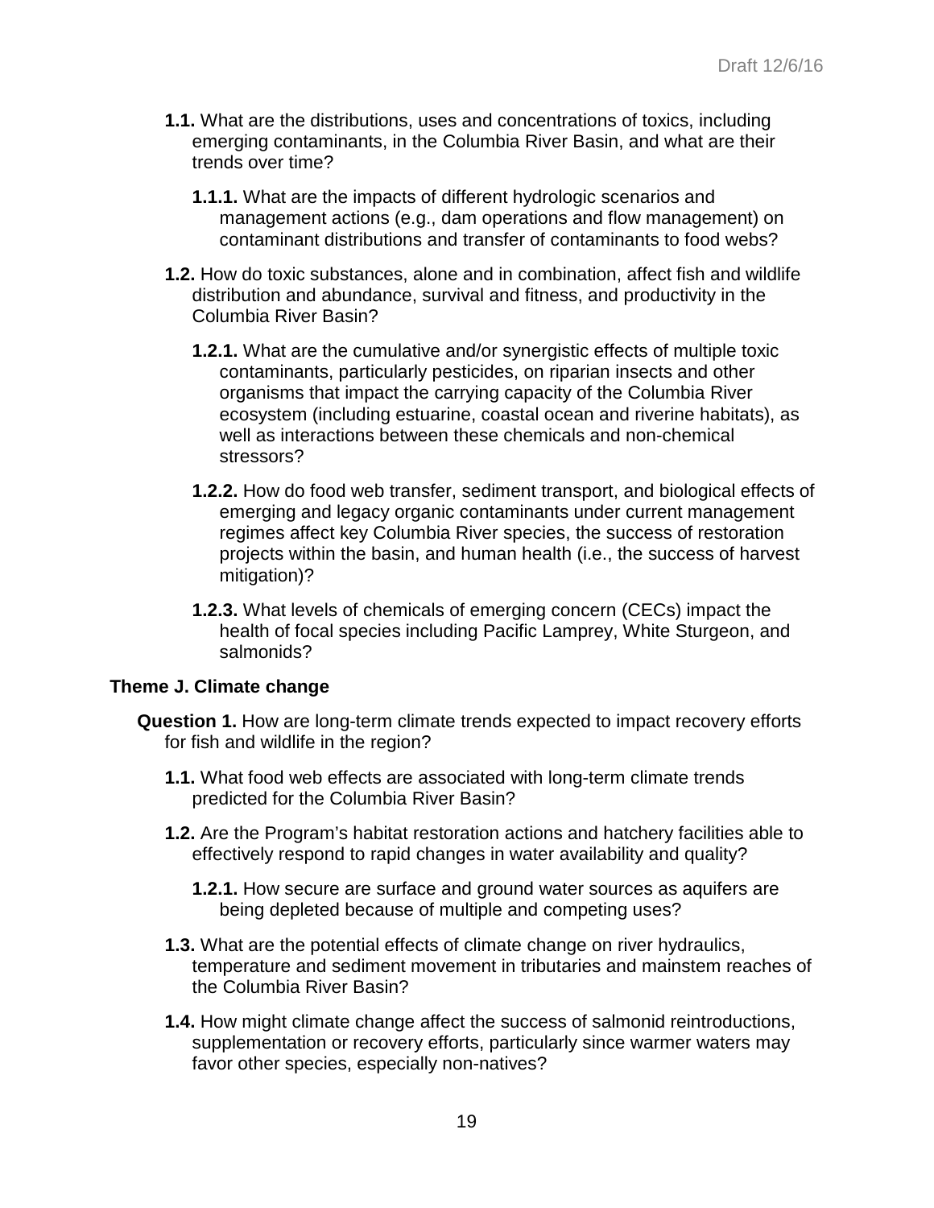**1.1.** What are the distributions, uses and concentrations of toxics, including emerging contaminants, in the Columbia River Basin, and what are their trends over time?

**1.1.1.** What are the impacts of different hydrologic scenarios and management actions (e.g., dam operations and flow management) on contaminant distributions and transfer of contaminants to food webs?

**1.2.** How do toxic substances, alone and in combination, affect fish and wildlife distribution and abundance, survival and fitness, and productivity in the Columbia River Basin?

**1.2.1.** What are the cumulative and/or synergistic effects of multiple toxic contaminants, particularly pesticides, on riparian insects and other organisms that impact the carrying capacity of the Columbia River ecosystem (including estuarine, coastal ocean and riverine habitats), as well as interactions between these chemicals and non-chemical stressors?

**1.2.2.** How do food web transfer, sediment transport, and biological effects of emerging and legacy organic contaminants under current management regimes affect key Columbia River species, the success of restoration projects within the basin, and human health (i.e., the success of harvest mitigation)?

**1.2.3.** What levels of chemicals of emerging concern (CECs) impact the health of focal species including Pacific Lamprey, White Sturgeon, and salmonids?

### Theme J. Climate change

**Question 1.** How are long-term climate trends expected to impact recovery efforts for fish and wildlife in the region?

**1.1.** What food web effects are associated with long-term climate trends predicted for the Columbia River Basin?

**1.2.** Are the Program's habitat restoration actions and hatchery facilities able to effectively respond to rapid changes in water availability and quality?

**1.2.1.** How secure are surface and ground water sources as aquifers are being depleted because of multiple and competing uses?

**1.3.** What are the potential effects of climate change on river hydraulics, temperature and sediment movement in tributaries and mainstem reaches of the Columbia River Basin?

**1.4.** How might climate change affect the success of salmonid reintroductions, supplementation or recovery efforts, particularly since warmer waters may favor other species, especially non-natives?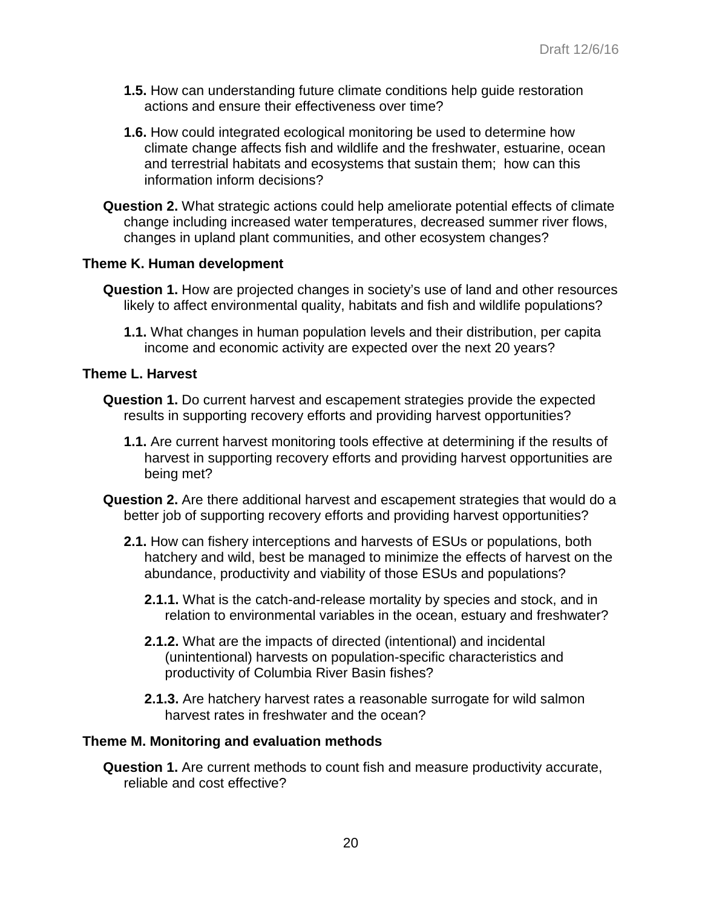**1.5.** How can understanding future climate conditions help guide restoration actions and ensure their effectiveness over time?

**1.6.** How could integrated ecological monitoring be used to determine how climate change affects fish and wildlife and the freshwater, estuarine, ocean and terrestrial habitats and ecosystems that sustain them; how can this information inform decisions?

**Question 2.** What strategic actions could help ameliorate potential effects of climate change including increased water temperatures, decreased summer river flows, changes in upland plant communities, and other ecosystem changes?

**Theme K. Human development**

**Question 1.** How are projected changes in society's use of land and other resources likely to affect environmental quality, habitats and fish and wildlife populations?

**1.1.** What changes in human population levels and their distribution, per capita income and economic activity are expected over the next 20 years?

**Theme L. Harvest**

**Question 1.** Do current harvest and escapement strategies provide the expected results in supporting recovery efforts and providing harvest opportunities?

**1.1.** Are current harvest monitoring tools effective at determining if the results of harvest in supporting recovery efforts and providing harvest opportunities are being met?

**Question 2.** Are there additional harvest and escapement strategies that would do a better job of supporting recovery efforts and providing harvest opportunities?

**2.1.** How can fishery interceptions and harvests of ESUs or populations, both hatchery and wild, best be managed to minimize the effects of harvest on the abundance, productivity and viability of those ESUs and populations?

**2.1.1.** What is the catch-and-release mortality by species and stock, and in relation to environmental variables in the ocean, estuary and freshwater?

**2.1.2.** What are the impacts of directed (intentional) and incidental (unintentional) harvests on population-specific characteristics and productivity of Columbia River Basin fishes?

**2.1.3.** Are hatchery harvest rates a reasonable surrogate for wild salmon harvest rates in freshwater and the ocean?

**Theme M. Monitoring and evaluation methods**

**Question 1.** Are current methods to count fish and measure productivity accurate, reliable and cost effective?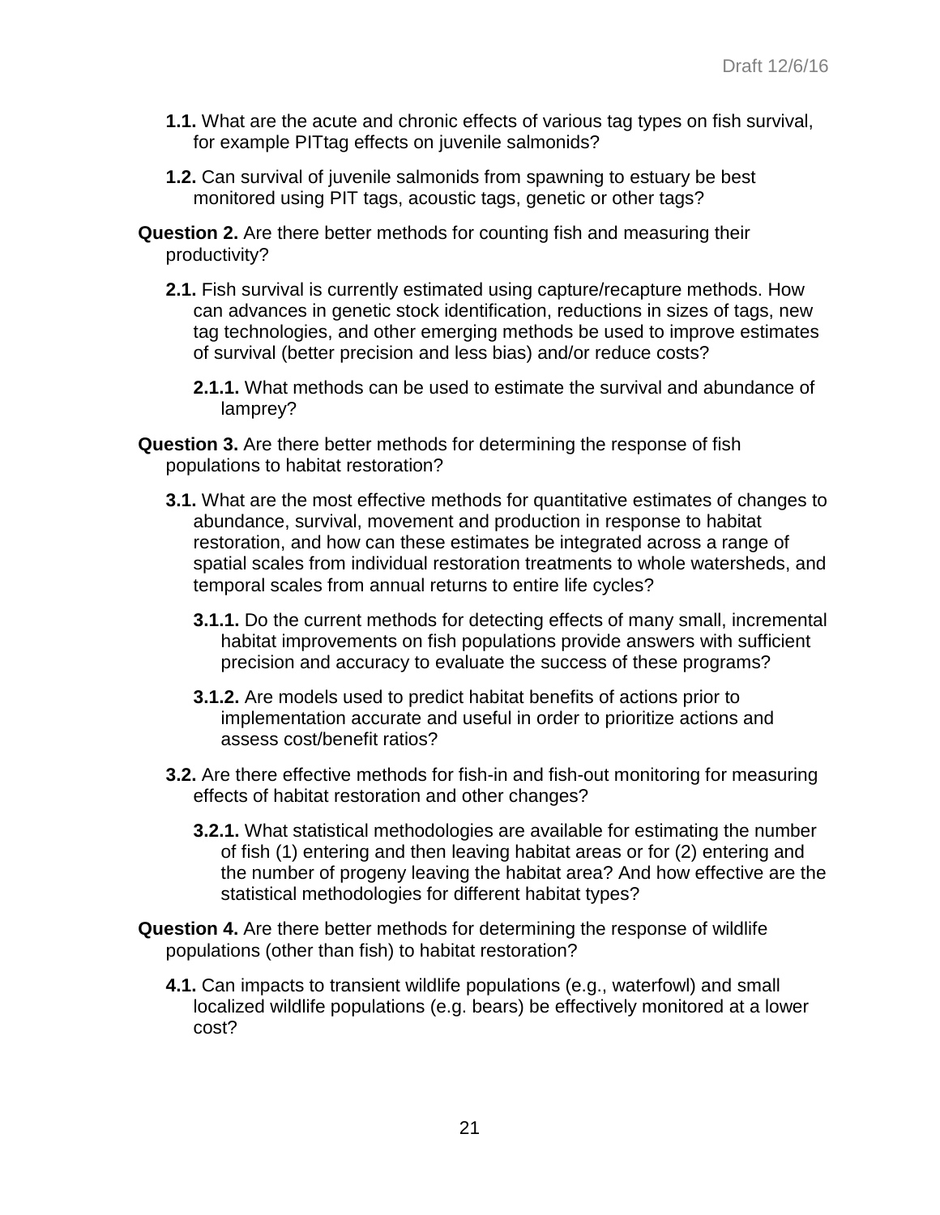**1.1.** What are the acute and chronic effects of various tag types on fish survival, for example PITtag effects on juvenile salmonids?

**1.2.** Can survival of juvenile salmonids from spawning to estuary be best monitored using PIT tags, acoustic tags, genetic or other tags?

**Question 2.** Are there better methods for counting fish and measuring their productivity?

**2.1.** Fish survival is currently estimated using capture/recapture methods. How can advances in genetic stock identification, reductions in sizes of tags, new tag technologies, and other emerging methods be used to improve estimates of survival (better precision and less bias) and/or reduce costs?

**2.1.1.** What methods can be used to estimate the survival and abundance of lamprey?

**Question 3.** Are there better methods for determining the response of fish populations to habitat restoration?

**3.1.** What are the most effective methods for quantitative estimates of changes to abundance, survival, movement and production in response to habitat restoration, and how can these estimates be integrated across a range of spatial scales from individual restoration treatments to whole watersheds, and temporal scales from annual returns to entire life cycles?

**3.1.1.** Do the current methods for detecting effects of many small, incremental habitat improvements on fish populations provide answers with sufficient precision and accuracy to evaluate the success of these programs?

**3.1.2.** Are models used to predict habitat benefits of actions prior to implementation accurate and useful in order to prioritize actions and assess cost/benefit ratios?

**3.2.** Are there effective methods for fish-in and fish-out monitoring for measuring effects of habitat restoration and other changes?

**3.2.1.** What statistical methodologies are available for estimating the number of fish (1) entering and then leaving habitat areas or for (2) entering and the number of progeny leaving the habitat area? And how effective are the statistical methodologies for different habitat types?

**Question 4.** Are there better methods for determining the response of wildlife populations (other than fish) to habitat restoration?

**4.1.** Can impacts to transient wildlife populations (e.g., waterfowl) and small localized wildlife populations (e.g. bears) be effectively monitored at a lower cost?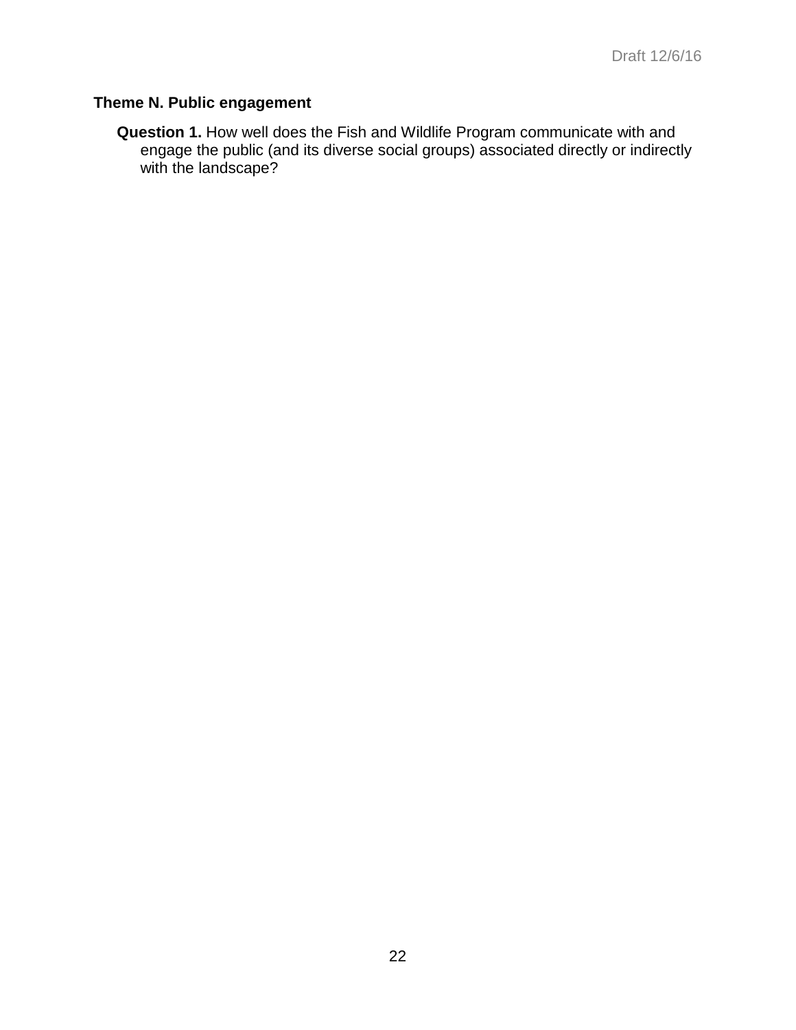### Theme N. Public engagement

**Question 1.** How well does the Fish and Wildlife Program communicate with and engage the public (and its diverse social groups) associated directly or indirectly with the landscape?